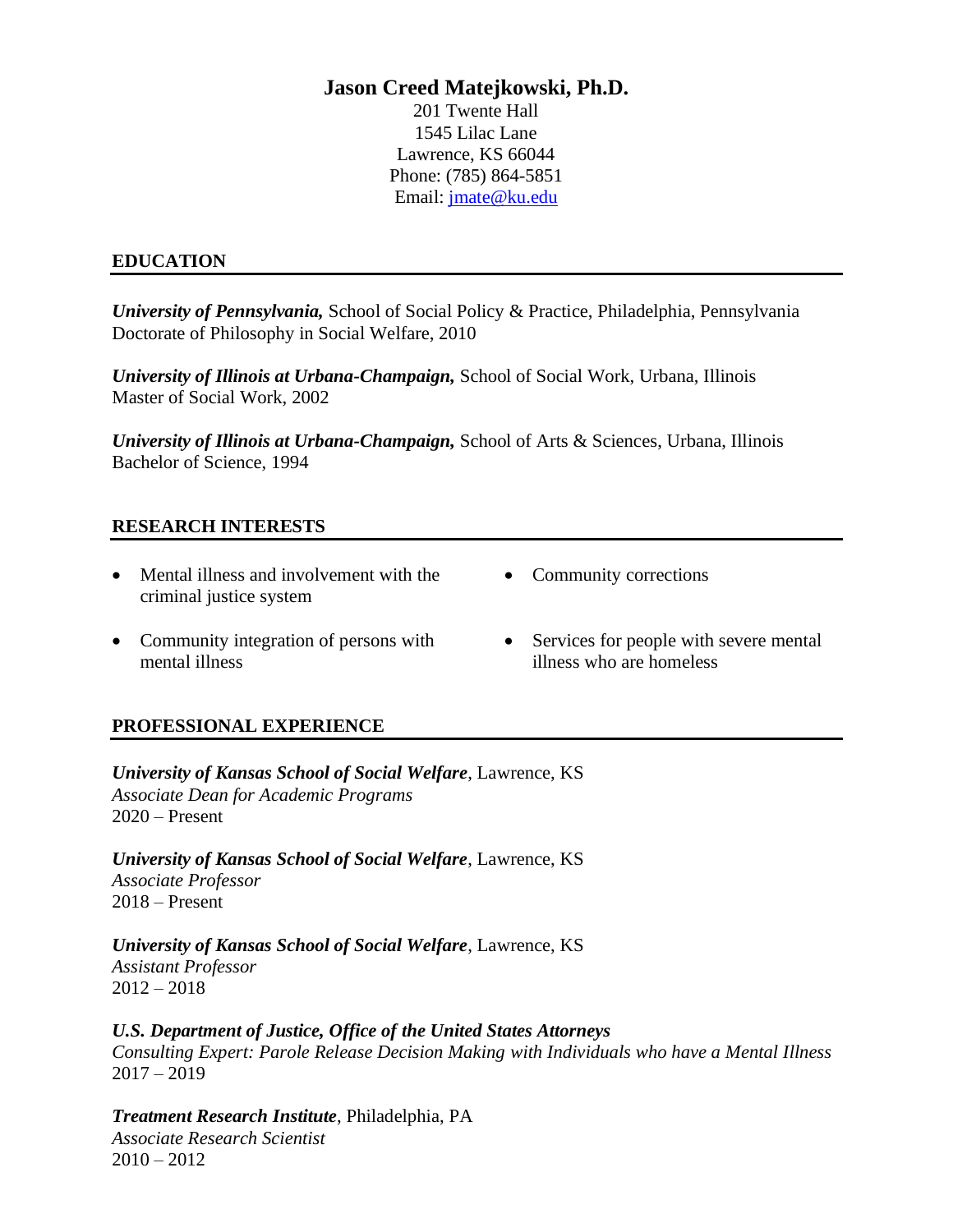# Jason Creed Matejkowski, Ph.D.

201 Twente Hall
1545 Lilac Lane
Lawrence, KS 66044
Phone: (785) 864-5851
Email: jmate@ku.edu

## EDUCATION

***University of Pennsylvania,*** School of Social Policy & Practice, Philadelphia, Pennsylvania
Doctorate of Philosophy in Social Welfare, 2010

***University of Illinois at Urbana-Champaign,*** School of Social Work, Urbana, Illinois
Master of Social Work, 2002

***University of Illinois at Urbana-Champaign,*** School of Arts & Sciences, Urbana, Illinois
Bachelor of Science, 1994

## RESEARCH INTERESTS

- Mental illness and involvement with the criminal justice system
- Community integration of persons with mental illness
- Community corrections
- Services for people with severe mental illness who are homeless

## PROFESSIONAL EXPERIENCE

***University of Kansas School of Social Welfare***, Lawrence, KS
*Associate Dean for Academic Programs*
2020 – Present

***University of Kansas School of Social Welfare***, Lawrence, KS
*Associate Professor*
2018 – Present

***University of Kansas School of Social Welfare***, Lawrence, KS
*Assistant Professor*
2012 – 2018

***U.S. Department of Justice, Office of the United States Attorneys***
*Consulting Expert: Parole Release Decision Making with Individuals who have a Mental Illness*
2017 – 2019

***Treatment Research Institute***, Philadelphia, PA
*Associate Research Scientist*
2010 – 2012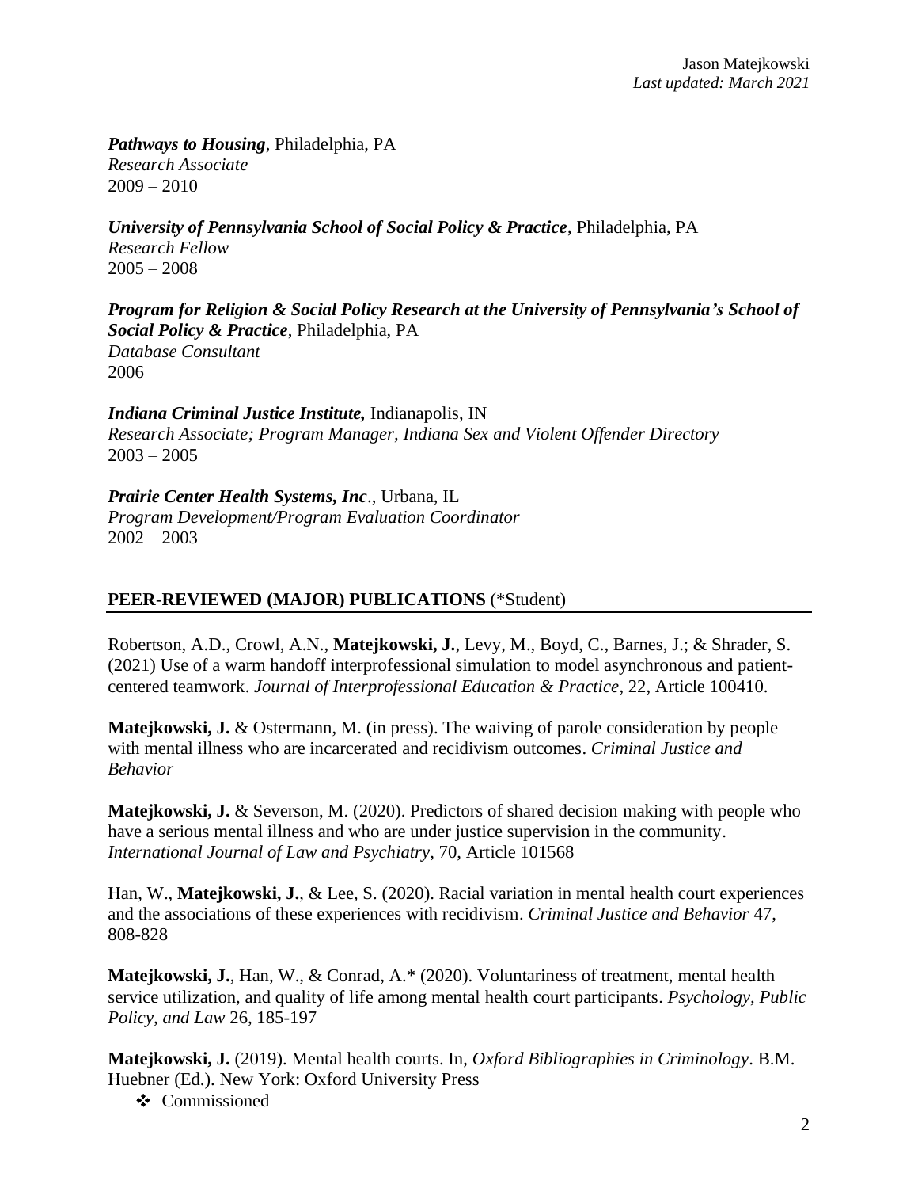***Pathways to Housing***, Philadelphia, PA
*Research Associate*
2009 – 2010

***University of Pennsylvania School of Social Policy & Practice***, Philadelphia, PA
*Research Fellow*
2005 – 2008

***Program for Religion & Social Policy Research at the University of Pennsylvania's School of Social Policy & Practice***, Philadelphia, PA
*Database Consultant*
2006

***Indiana Criminal Justice Institute,*** Indianapolis, IN
*Research Associate; Program Manager, Indiana Sex and Violent Offender Directory*
2003 – 2005

***Prairie Center Health Systems, Inc***., Urbana, IL
*Program Development/Program Evaluation Coordinator*
2002 – 2003

## PEER-REVIEWED (MAJOR) PUBLICATIONS (*Student)

Robertson, A.D., Crowl, A.N., **Matejkowski, J.**, Levy, M., Boyd, C., Barnes, J.; & Shrader, S. (2021) Use of a warm handoff interprofessional simulation to model asynchronous and patient-centered teamwork. *Journal of Interprofessional Education & Practice*, 22, Article 100410.

**Matejkowski, J.** & Ostermann, M. (in press). The waiving of parole consideration by people with mental illness who are incarcerated and recidivism outcomes. *Criminal Justice and Behavior*

**Matejkowski, J.** & Severson, M. (2020). Predictors of shared decision making with people who have a serious mental illness and who are under justice supervision in the community. *International Journal of Law and Psychiatry*, 70, Article 101568

Han, W., **Matejkowski, J.**, & Lee, S. (2020). Racial variation in mental health court experiences and the associations of these experiences with recidivism. *Criminal Justice and Behavior* 47, 808-828

**Matejkowski, J.**, Han, W., & Conrad, A.* (2020). Voluntariness of treatment, mental health service utilization, and quality of life among mental health court participants. *Psychology, Public Policy, and Law* 26, 185-197

**Matejkowski, J.** (2019). Mental health courts. In, *Oxford Bibliographies in Criminology*. B.M. Huebner (Ed.). New York: Oxford University Press

- Commissioned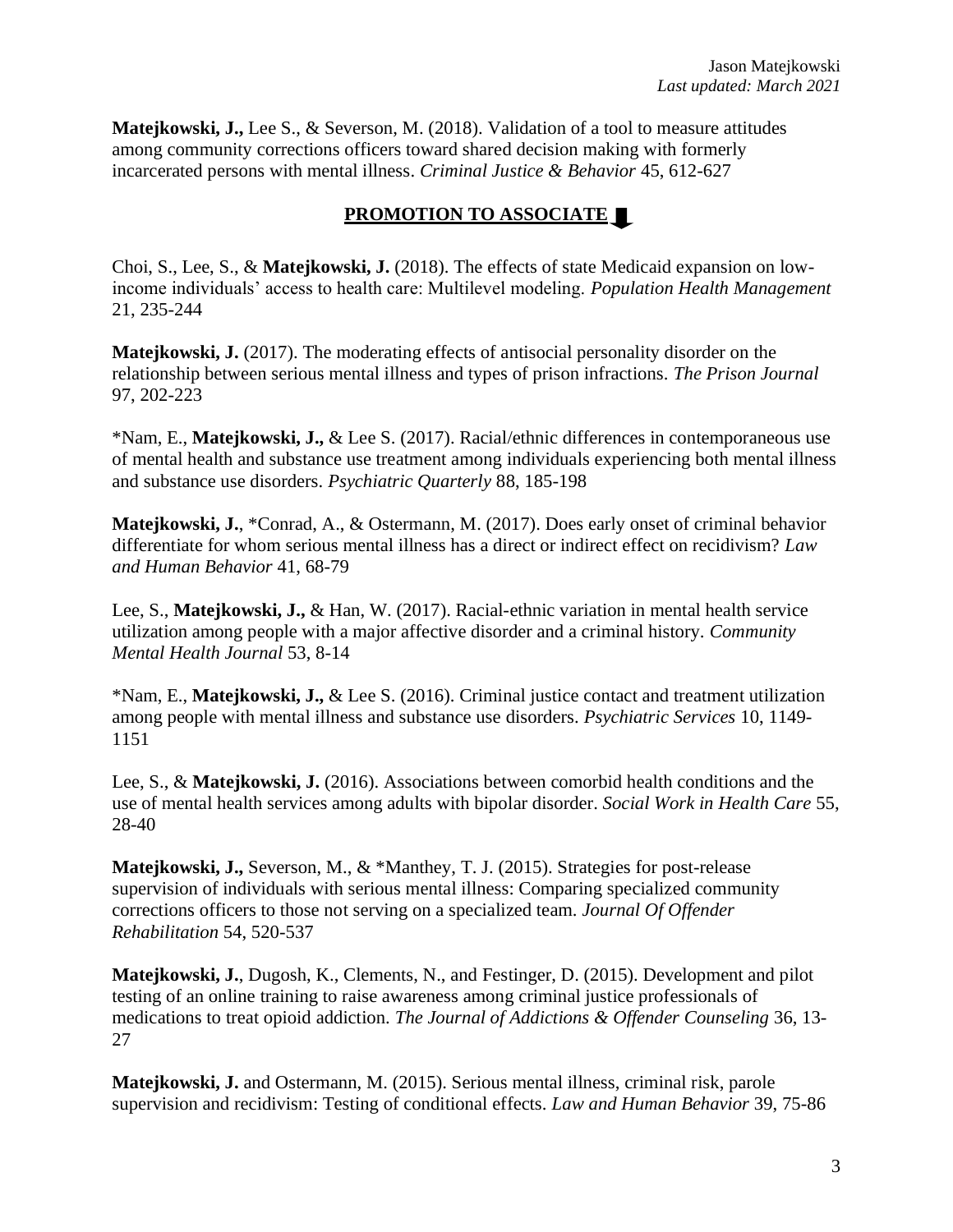**Matejkowski, J.,** Lee S., & Severson, M. (2018). Validation of a tool to measure attitudes among community corrections officers toward shared decision making with formerly incarcerated persons with mental illness. *Criminal Justice & Behavior* 45, 612-627

## PROMOTION TO ASSOCIATE

Choi, S., Lee, S., & **Matejkowski, J.** (2018). The effects of state Medicaid expansion on low-income individuals' access to health care: Multilevel modeling. *Population Health Management* 21, 235-244

**Matejkowski, J.** (2017). The moderating effects of antisocial personality disorder on the relationship between serious mental illness and types of prison infractions. *The Prison Journal* 97, 202-223

*Nam, E., **Matejkowski, J.,** & Lee S. (2017). Racial/ethnic differences in contemporaneous use of mental health and substance use treatment among individuals experiencing both mental illness and substance use disorders. *Psychiatric Quarterly* 88, 185-198

**Matejkowski, J.**, *Conrad, A., & Ostermann, M. (2017). Does early onset of criminal behavior differentiate for whom serious mental illness has a direct or indirect effect on recidivism? *Law and Human Behavior* 41, 68-79

Lee, S., **Matejkowski, J.,** & Han, W. (2017). Racial-ethnic variation in mental health service utilization among people with a major affective disorder and a criminal history. *Community Mental Health Journal* 53, 8-14

*Nam, E., **Matejkowski, J.,** & Lee S. (2016). Criminal justice contact and treatment utilization among people with mental illness and substance use disorders. *Psychiatric Services* 10, 1149-1151

Lee, S., & **Matejkowski, J.** (2016). Associations between comorbid health conditions and the use of mental health services among adults with bipolar disorder. *Social Work in Health Care* 55, 28-40

**Matejkowski, J.,** Severson, M., & *Manthey, T. J. (2015). Strategies for post-release supervision of individuals with serious mental illness: Comparing specialized community corrections officers to those not serving on a specialized team. *Journal Of Offender Rehabilitation* 54, 520-537

**Matejkowski, J.**, Dugosh, K., Clements, N., and Festinger, D. (2015). Development and pilot testing of an online training to raise awareness among criminal justice professionals of medications to treat opioid addiction. *The Journal of Addictions & Offender Counseling* 36, 13-27

**Matejkowski, J.** and Ostermann, M. (2015). Serious mental illness, criminal risk, parole supervision and recidivism: Testing of conditional effects. *Law and Human Behavior* 39, 75-86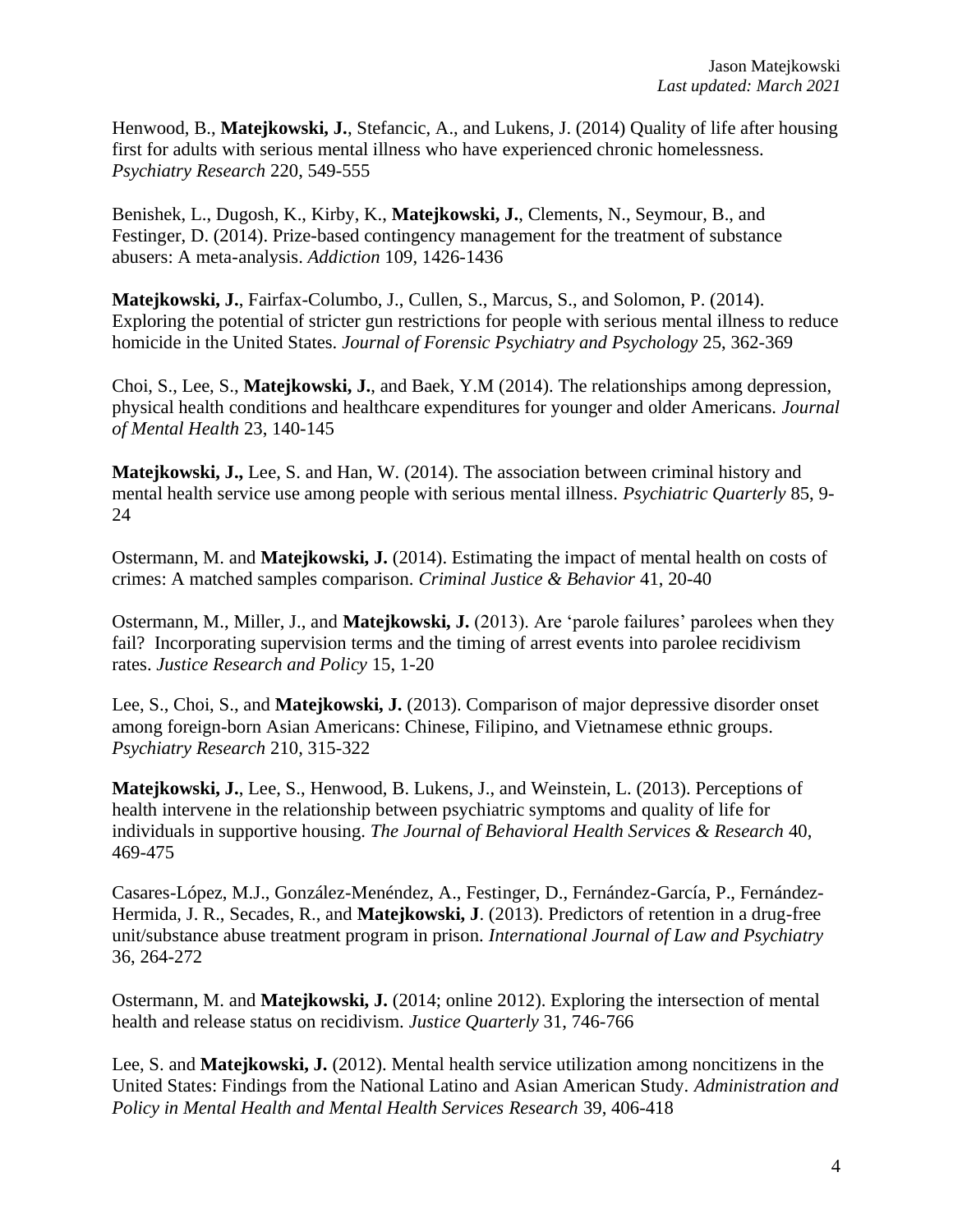Henwood, B., **Matejkowski, J.**, Stefancic, A., and Lukens, J. (2014) Quality of life after housing first for adults with serious mental illness who have experienced chronic homelessness. *Psychiatry Research* 220, 549-555

Benishek, L., Dugosh, K., Kirby, K., **Matejkowski, J.**, Clements, N., Seymour, B., and Festinger, D. (2014). Prize-based contingency management for the treatment of substance abusers: A meta-analysis. *Addiction* 109, 1426-1436

**Matejkowski, J.**, Fairfax-Columbo, J., Cullen, S., Marcus, S., and Solomon, P. (2014). Exploring the potential of stricter gun restrictions for people with serious mental illness to reduce homicide in the United States. *Journal of Forensic Psychiatry and Psychology* 25, 362-369

Choi, S., Lee, S., **Matejkowski, J.**, and Baek, Y.M (2014). The relationships among depression, physical health conditions and healthcare expenditures for younger and older Americans. *Journal of Mental Health* 23, 140-145

**Matejkowski, J.,** Lee, S. and Han, W. (2014). The association between criminal history and mental health service use among people with serious mental illness. *Psychiatric Quarterly* 85, 9-24

Ostermann, M. and **Matejkowski, J.** (2014). Estimating the impact of mental health on costs of crimes: A matched samples comparison. *Criminal Justice & Behavior* 41, 20-40

Ostermann, M., Miller, J., and **Matejkowski, J.** (2013). Are 'parole failures' parolees when they fail? Incorporating supervision terms and the timing of arrest events into parolee recidivism rates. *Justice Research and Policy* 15, 1-20

Lee, S., Choi, S., and **Matejkowski, J.** (2013). Comparison of major depressive disorder onset among foreign-born Asian Americans: Chinese, Filipino, and Vietnamese ethnic groups. *Psychiatry Research* 210, 315-322

**Matejkowski, J.**, Lee, S., Henwood, B. Lukens, J., and Weinstein, L. (2013). Perceptions of health intervene in the relationship between psychiatric symptoms and quality of life for individuals in supportive housing. *The Journal of Behavioral Health Services & Research* 40, 469-475

Casares-López, M.J., González-Menéndez, A., Festinger, D., Fernández-García, P., Fernández-Hermida, J. R., Secades, R., and **Matejkowski, J**. (2013). Predictors of retention in a drug-free unit/substance abuse treatment program in prison. *International Journal of Law and Psychiatry* 36, 264-272

Ostermann, M. and **Matejkowski, J.** (2014; online 2012). Exploring the intersection of mental health and release status on recidivism. *Justice Quarterly* 31, 746-766

Lee, S. and **Matejkowski, J.** (2012). Mental health service utilization among noncitizens in the United States: Findings from the National Latino and Asian American Study. *Administration and Policy in Mental Health and Mental Health Services Research* 39, 406-418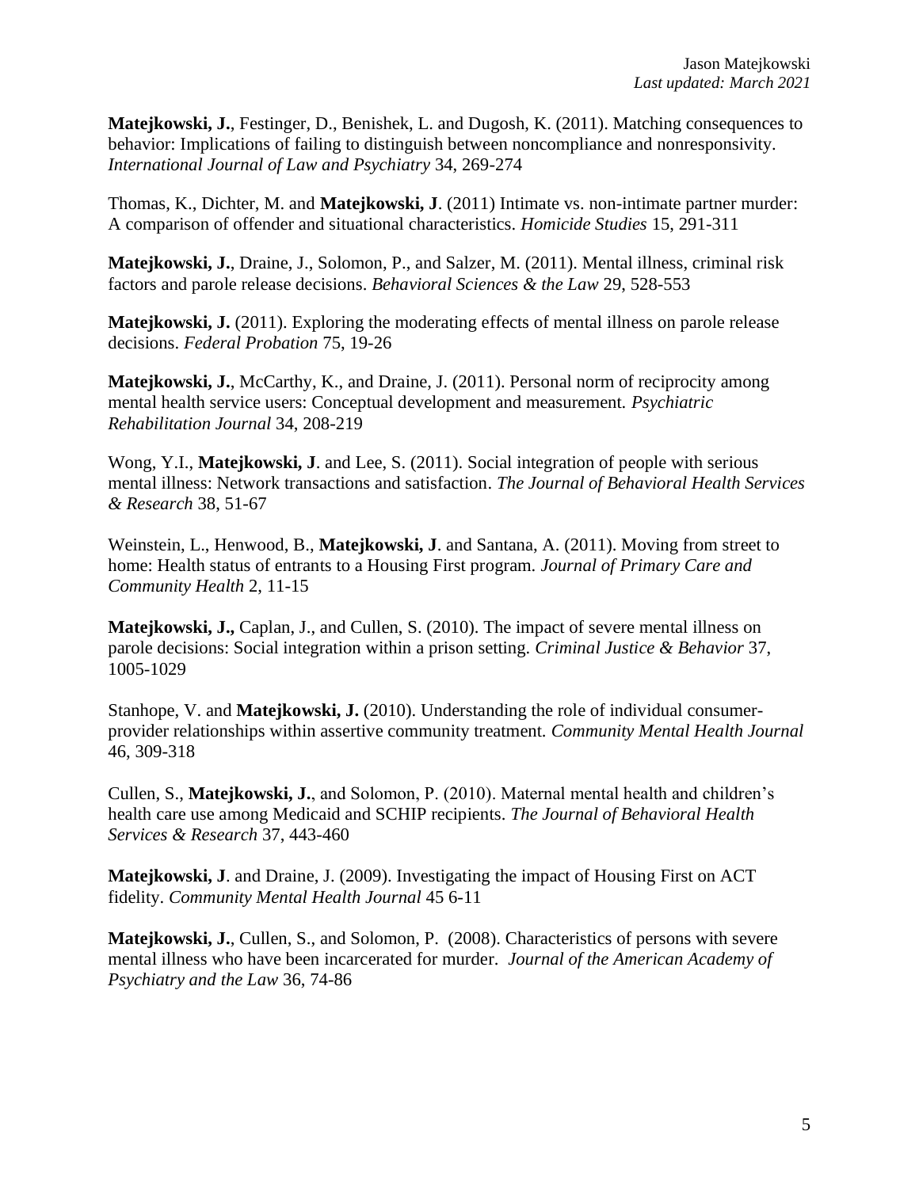**Matejkowski, J.**, Festinger, D., Benishek, L. and Dugosh, K. (2011). Matching consequences to behavior: Implications of failing to distinguish between noncompliance and nonresponsivity. *International Journal of Law and Psychiatry* 34, 269-274

Thomas, K., Dichter, M. and **Matejkowski, J**. (2011) Intimate vs. non-intimate partner murder: A comparison of offender and situational characteristics. *Homicide Studies* 15, 291-311

**Matejkowski, J.**, Draine, J., Solomon, P., and Salzer, M. (2011). Mental illness, criminal risk factors and parole release decisions. *Behavioral Sciences & the Law* 29, 528-553

**Matejkowski, J.** (2011). Exploring the moderating effects of mental illness on parole release decisions. *Federal Probation* 75, 19-26

**Matejkowski, J.**, McCarthy, K., and Draine, J. (2011). Personal norm of reciprocity among mental health service users: Conceptual development and measurement. *Psychiatric Rehabilitation Journal* 34, 208-219

Wong, Y.I., **Matejkowski, J**. and Lee, S. (2011). Social integration of people with serious mental illness: Network transactions and satisfaction. *The Journal of Behavioral Health Services & Research* 38, 51-67

Weinstein, L., Henwood, B., **Matejkowski, J**. and Santana, A. (2011). Moving from street to home: Health status of entrants to a Housing First program. *Journal of Primary Care and Community Health* 2, 11-15

**Matejkowski, J.,** Caplan, J., and Cullen, S. (2010). The impact of severe mental illness on parole decisions: Social integration within a prison setting. *Criminal Justice & Behavior* 37, 1005-1029

Stanhope, V. and **Matejkowski, J.** (2010). Understanding the role of individual consumer-provider relationships within assertive community treatment. *Community Mental Health Journal* 46, 309-318

Cullen, S., **Matejkowski, J.**, and Solomon, P. (2010). Maternal mental health and children's health care use among Medicaid and SCHIP recipients. *The Journal of Behavioral Health Services & Research* 37, 443-460

**Matejkowski, J**. and Draine, J. (2009). Investigating the impact of Housing First on ACT fidelity. *Community Mental Health Journal* 45 6-11

**Matejkowski, J.**, Cullen, S., and Solomon, P. (2008). Characteristics of persons with severe mental illness who have been incarcerated for murder. *Journal of the American Academy of Psychiatry and the Law* 36, 74-86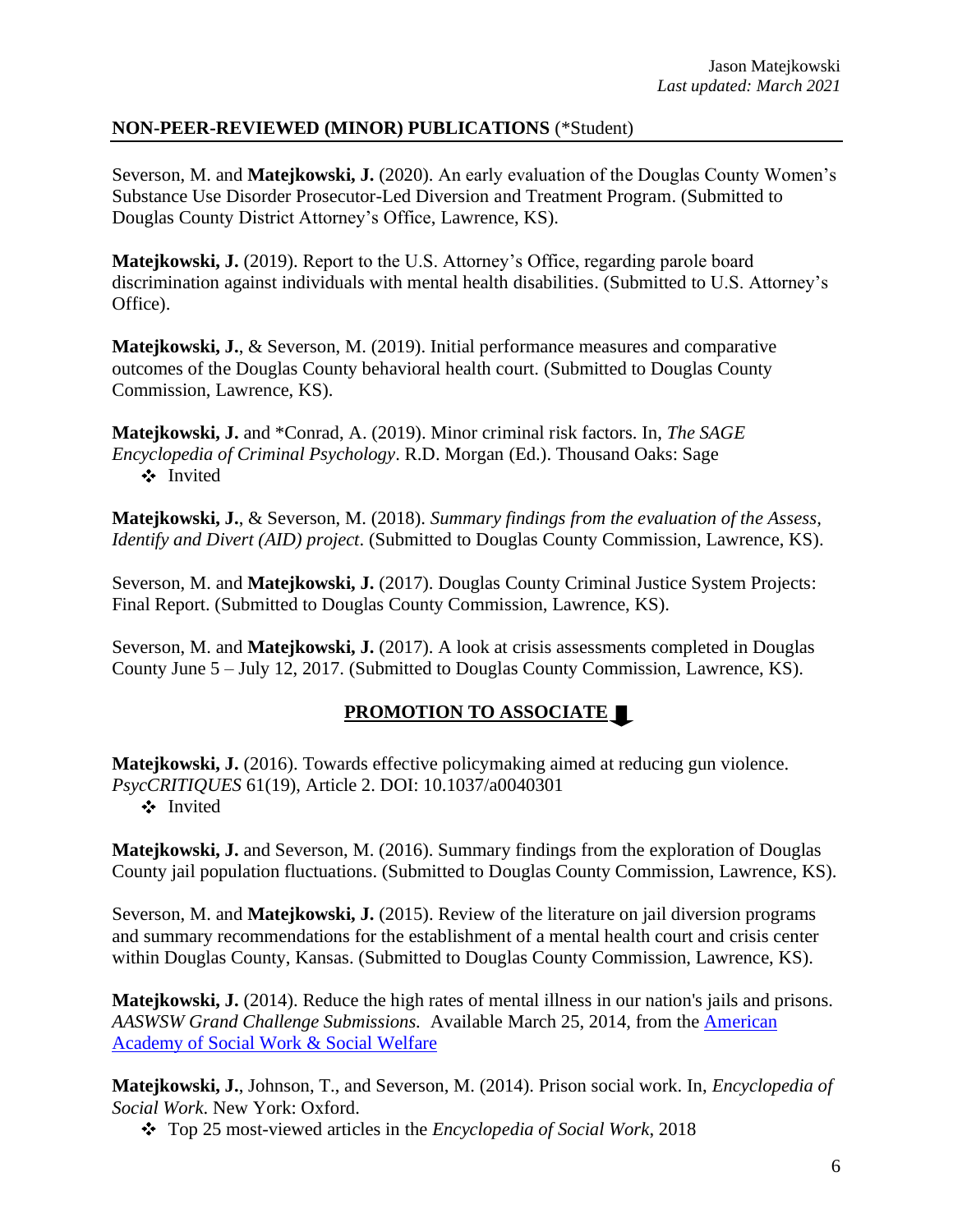## NON-PEER-REVIEWED (MINOR) PUBLICATIONS (*Student)

Severson, M. and **Matejkowski, J.** (2020). An early evaluation of the Douglas County Women's Substance Use Disorder Prosecutor-Led Diversion and Treatment Program. (Submitted to Douglas County District Attorney's Office, Lawrence, KS).

**Matejkowski, J.** (2019). Report to the U.S. Attorney's Office, regarding parole board discrimination against individuals with mental health disabilities. (Submitted to U.S. Attorney's Office).

**Matejkowski, J.**, & Severson, M. (2019). Initial performance measures and comparative outcomes of the Douglas County behavioral health court. (Submitted to Douglas County Commission, Lawrence, KS).

**Matejkowski, J.** and *Conrad, A. (2019). Minor criminal risk factors. In, *The SAGE Encyclopedia of Criminal Psychology*. R.D. Morgan (Ed.). Thousand Oaks: Sage

- Invited

**Matejkowski, J.**, & Severson, M. (2018). *Summary findings from the evaluation of the Assess, Identify and Divert (AID) project*. (Submitted to Douglas County Commission, Lawrence, KS).

Severson, M. and **Matejkowski, J.** (2017). Douglas County Criminal Justice System Projects: Final Report. (Submitted to Douglas County Commission, Lawrence, KS).

Severson, M. and **Matejkowski, J.** (2017). A look at crisis assessments completed in Douglas County June 5 – July 12, 2017. (Submitted to Douglas County Commission, Lawrence, KS).

**PROMOTION TO ASSOCIATE**

**Matejkowski, J.** (2016). Towards effective policymaking aimed at reducing gun violence. *PsycCRITIQUES* 61(19), Article 2. DOI: 10.1037/a0040301

- Invited

**Matejkowski, J.** and Severson, M. (2016). Summary findings from the exploration of Douglas County jail population fluctuations. (Submitted to Douglas County Commission, Lawrence, KS).

Severson, M. and **Matejkowski, J.** (2015). Review of the literature on jail diversion programs and summary recommendations for the establishment of a mental health court and crisis center within Douglas County, Kansas. (Submitted to Douglas County Commission, Lawrence, KS).

**Matejkowski, J.** (2014). Reduce the high rates of mental illness in our nation's jails and prisons. *AASWSW Grand Challenge Submissions.* Available March 25, 2014, from the American Academy of Social Work & Social Welfare

**Matejkowski, J.**, Johnson, T., and Severson, M. (2014). Prison social work. In, *Encyclopedia of Social Work*. New York: Oxford.

- Top 25 most-viewed articles in the *Encyclopedia of Social Work*, 2018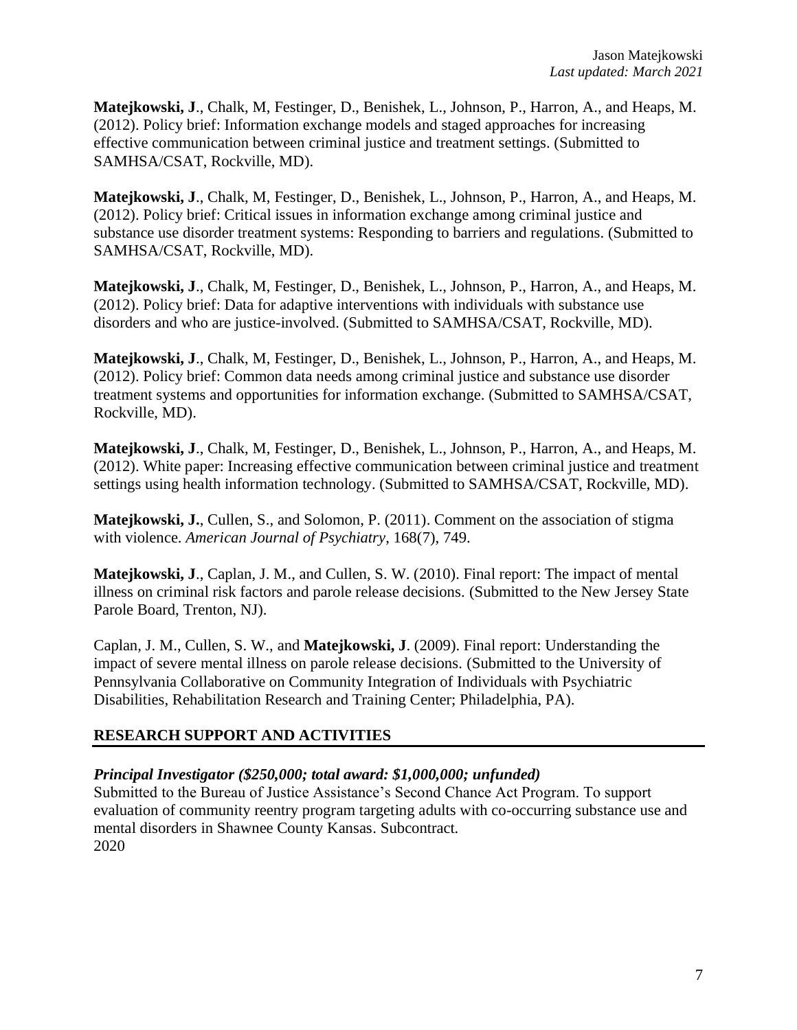**Matejkowski, J**., Chalk, M, Festinger, D., Benishek, L., Johnson, P., Harron, A., and Heaps, M. (2012). Policy brief: Information exchange models and staged approaches for increasing effective communication between criminal justice and treatment settings. (Submitted to SAMHSA/CSAT, Rockville, MD).

**Matejkowski, J**., Chalk, M, Festinger, D., Benishek, L., Johnson, P., Harron, A., and Heaps, M. (2012). Policy brief: Critical issues in information exchange among criminal justice and substance use disorder treatment systems: Responding to barriers and regulations. (Submitted to SAMHSA/CSAT, Rockville, MD).

**Matejkowski, J**., Chalk, M, Festinger, D., Benishek, L., Johnson, P., Harron, A., and Heaps, M. (2012). Policy brief: Data for adaptive interventions with individuals with substance use disorders and who are justice-involved. (Submitted to SAMHSA/CSAT, Rockville, MD).

**Matejkowski, J**., Chalk, M, Festinger, D., Benishek, L., Johnson, P., Harron, A., and Heaps, M. (2012). Policy brief: Common data needs among criminal justice and substance use disorder treatment systems and opportunities for information exchange. (Submitted to SAMHSA/CSAT, Rockville, MD).

**Matejkowski, J**., Chalk, M, Festinger, D., Benishek, L., Johnson, P., Harron, A., and Heaps, M. (2012). White paper: Increasing effective communication between criminal justice and treatment settings using health information technology. (Submitted to SAMHSA/CSAT, Rockville, MD).

**Matejkowski, J.**, Cullen, S., and Solomon, P. (2011). Comment on the association of stigma with violence. *American Journal of Psychiatry*, 168(7), 749.

**Matejkowski, J**., Caplan, J. M., and Cullen, S. W. (2010). Final report: The impact of mental illness on criminal risk factors and parole release decisions. (Submitted to the New Jersey State Parole Board, Trenton, NJ).

Caplan, J. M., Cullen, S. W., and **Matejkowski, J**. (2009). Final report: Understanding the impact of severe mental illness on parole release decisions. (Submitted to the University of Pennsylvania Collaborative on Community Integration of Individuals with Psychiatric Disabilities, Rehabilitation Research and Training Center; Philadelphia, PA).

## RESEARCH SUPPORT AND ACTIVITIES

***Principal Investigator ($250,000; total award: $1,000,000; unfunded)***
Submitted to the Bureau of Justice Assistance's Second Chance Act Program. To support evaluation of community reentry program targeting adults with co-occurring substance use and mental disorders in Shawnee County Kansas. Subcontract.
2020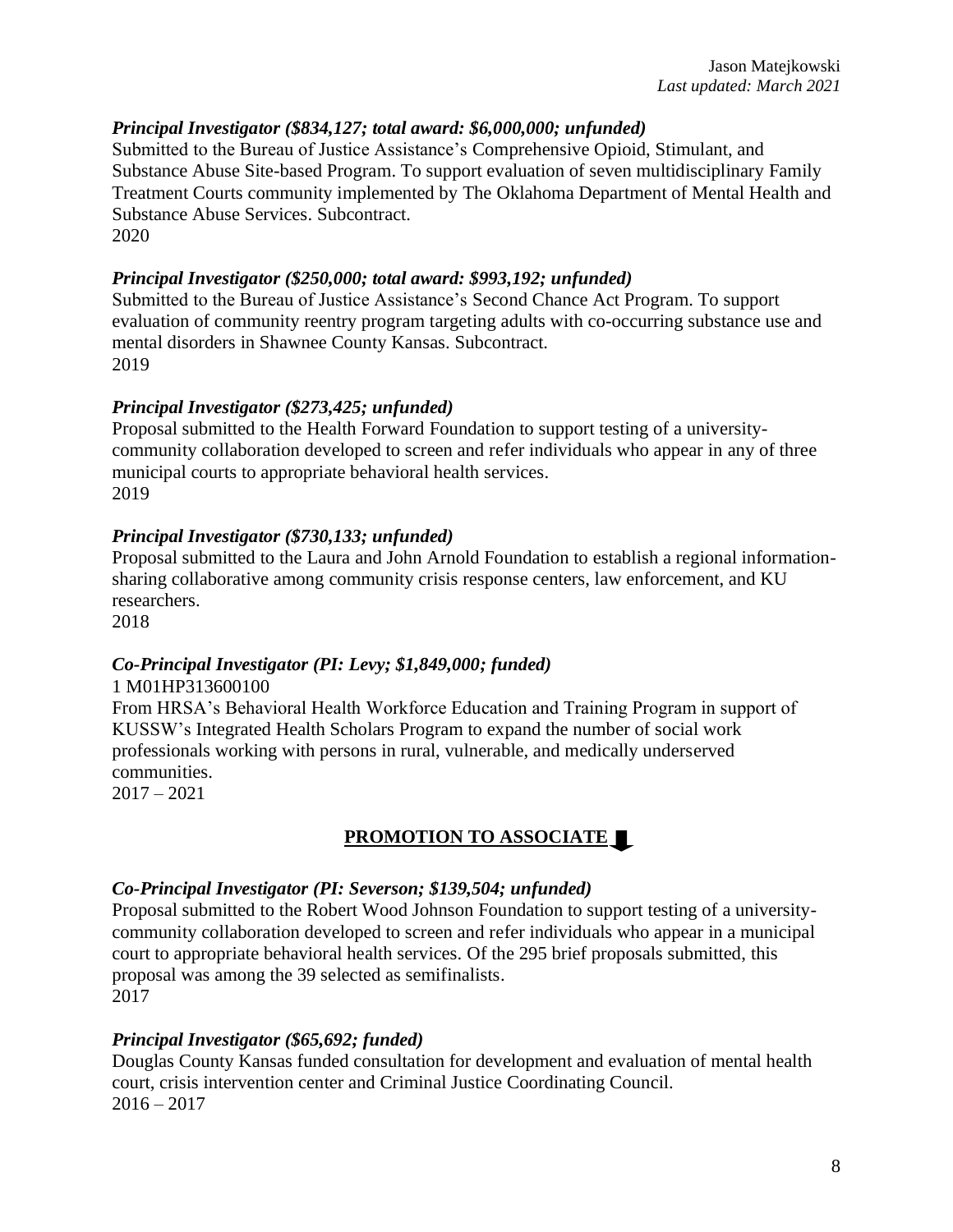***Principal Investigator ($834,127; total award: $6,000,000; unfunded)***
Submitted to the Bureau of Justice Assistance's Comprehensive Opioid, Stimulant, and Substance Abuse Site-based Program. To support evaluation of seven multidisciplinary Family Treatment Courts community implemented by The Oklahoma Department of Mental Health and Substance Abuse Services. Subcontract.
2020

***Principal Investigator ($250,000; total award: $993,192; unfunded)***
Submitted to the Bureau of Justice Assistance's Second Chance Act Program. To support evaluation of community reentry program targeting adults with co-occurring substance use and mental disorders in Shawnee County Kansas. Subcontract.
2019

***Principal Investigator ($273,425; unfunded)***
Proposal submitted to the Health Forward Foundation to support testing of a university-community collaboration developed to screen and refer individuals who appear in any of three municipal courts to appropriate behavioral health services.
2019

***Principal Investigator ($730,133; unfunded)***
Proposal submitted to the Laura and John Arnold Foundation to establish a regional information-sharing collaborative among community crisis response centers, law enforcement, and KU researchers.
2018

***Co-Principal Investigator (PI: Levy; $1,849,000; funded)***
1 M01HP313600100
From HRSA's Behavioral Health Workforce Education and Training Program in support of KUSSW's Integrated Health Scholars Program to expand the number of social work professionals working with persons in rural, vulnerable, and medically underserved communities.
2017 – 2021

**PROMOTION TO ASSOCIATE** ⬇

***Co-Principal Investigator (PI: Severson; $139,504; unfunded)***
Proposal submitted to the Robert Wood Johnson Foundation to support testing of a university-community collaboration developed to screen and refer individuals who appear in a municipal court to appropriate behavioral health services. Of the 295 brief proposals submitted, this proposal was among the 39 selected as semifinalists.
2017

***Principal Investigator ($65,692; funded)***
Douglas County Kansas funded consultation for development and evaluation of mental health court, crisis intervention center and Criminal Justice Coordinating Council.
2016 – 2017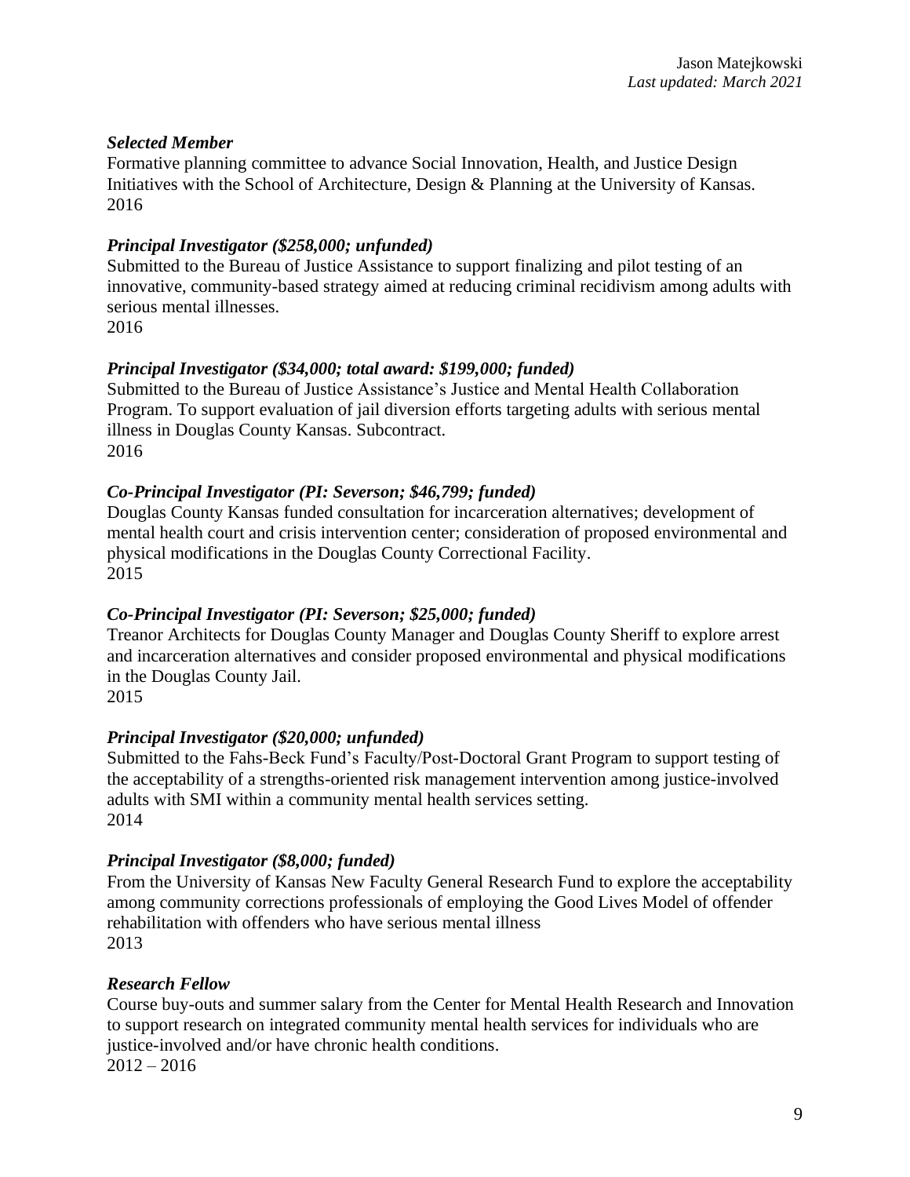***Selected Member***
Formative planning committee to advance Social Innovation, Health, and Justice Design Initiatives with the School of Architecture, Design & Planning at the University of Kansas.
2016

***Principal Investigator ($258,000; unfunded)***
Submitted to the Bureau of Justice Assistance to support finalizing and pilot testing of an innovative, community-based strategy aimed at reducing criminal recidivism among adults with serious mental illnesses.
2016

***Principal Investigator ($34,000; total award: $199,000; funded)***
Submitted to the Bureau of Justice Assistance's Justice and Mental Health Collaboration Program. To support evaluation of jail diversion efforts targeting adults with serious mental illness in Douglas County Kansas. Subcontract.
2016

***Co-Principal Investigator (PI: Severson; $46,799; funded)***
Douglas County Kansas funded consultation for incarceration alternatives; development of mental health court and crisis intervention center; consideration of proposed environmental and physical modifications in the Douglas County Correctional Facility.
2015

***Co-Principal Investigator (PI: Severson; $25,000; funded)***
Treanor Architects for Douglas County Manager and Douglas County Sheriff to explore arrest and incarceration alternatives and consider proposed environmental and physical modifications in the Douglas County Jail.
2015

***Principal Investigator ($20,000; unfunded)***
Submitted to the Fahs-Beck Fund's Faculty/Post-Doctoral Grant Program to support testing of the acceptability of a strengths-oriented risk management intervention among justice-involved adults with SMI within a community mental health services setting.
2014

***Principal Investigator ($8,000; funded)***
From the University of Kansas New Faculty General Research Fund to explore the acceptability among community corrections professionals of employing the Good Lives Model of offender rehabilitation with offenders who have serious mental illness
2013

***Research Fellow***
Course buy-outs and summer salary from the Center for Mental Health Research and Innovation to support research on integrated community mental health services for individuals who are justice-involved and/or have chronic health conditions.
2012 – 2016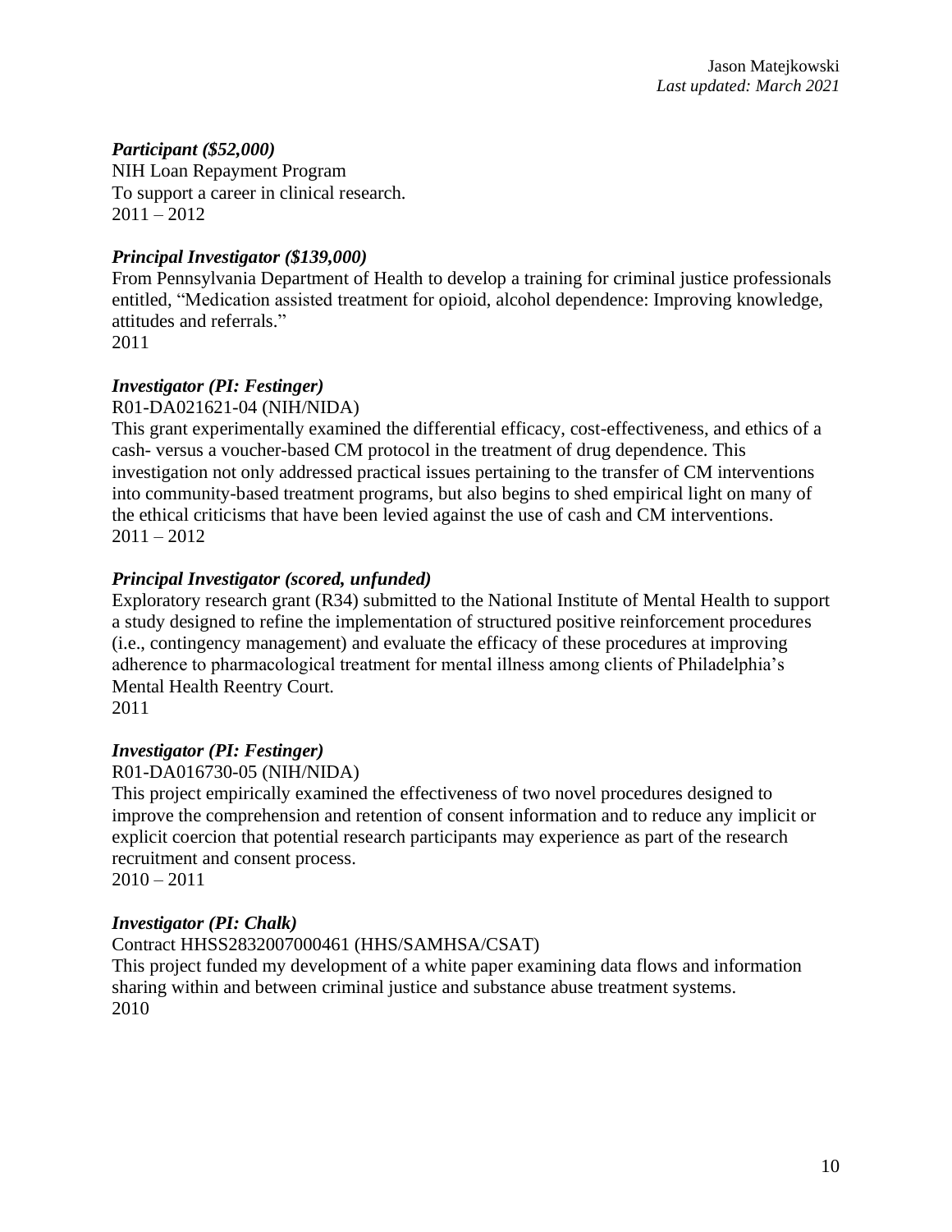***Participant ($52,000)***
NIH Loan Repayment Program
To support a career in clinical research.
2011 – 2012

***Principal Investigator ($139,000)***
From Pennsylvania Department of Health to develop a training for criminal justice professionals entitled, "Medication assisted treatment for opioid, alcohol dependence: Improving knowledge, attitudes and referrals."
2011

***Investigator (PI: Festinger)***
R01-DA021621-04 (NIH/NIDA)
This grant experimentally examined the differential efficacy, cost-effectiveness, and ethics of a cash- versus a voucher-based CM protocol in the treatment of drug dependence. This investigation not only addressed practical issues pertaining to the transfer of CM interventions into community-based treatment programs, but also begins to shed empirical light on many of the ethical criticisms that have been levied against the use of cash and CM interventions.
2011 – 2012

***Principal Investigator (scored, unfunded)***
Exploratory research grant (R34) submitted to the National Institute of Mental Health to support a study designed to refine the implementation of structured positive reinforcement procedures (i.e., contingency management) and evaluate the efficacy of these procedures at improving adherence to pharmacological treatment for mental illness among clients of Philadelphia's Mental Health Reentry Court.
2011

***Investigator (PI: Festinger)***
R01-DA016730-05 (NIH/NIDA)
This project empirically examined the effectiveness of two novel procedures designed to improve the comprehension and retention of consent information and to reduce any implicit or explicit coercion that potential research participants may experience as part of the research recruitment and consent process.
2010 – 2011

***Investigator (PI: Chalk)***
Contract HHSS2832007000461 (HHS/SAMHSA/CSAT)
This project funded my development of a white paper examining data flows and information sharing within and between criminal justice and substance abuse treatment systems.
2010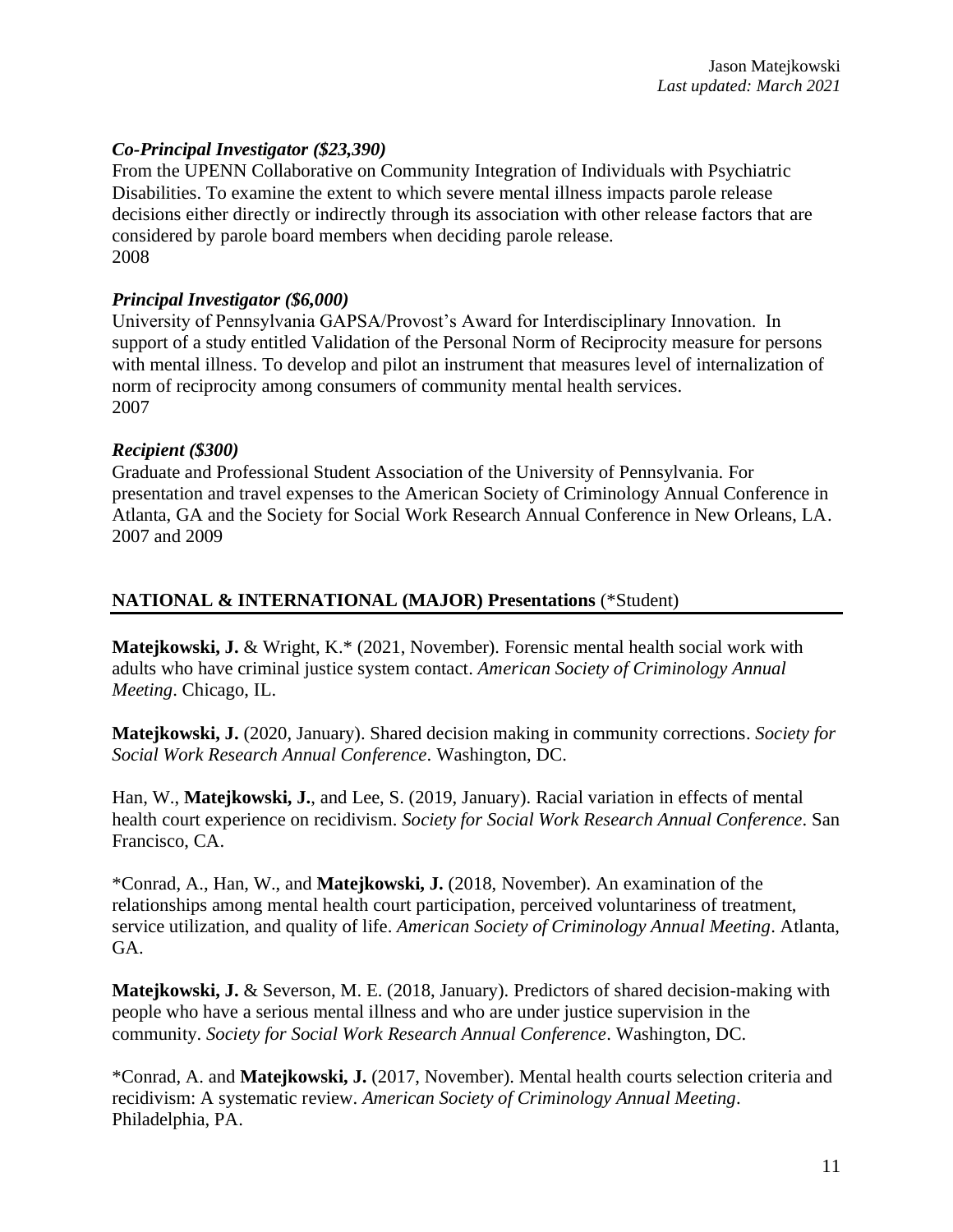***Co-Principal Investigator ($23,390)***
From the UPENN Collaborative on Community Integration of Individuals with Psychiatric Disabilities. To examine the extent to which severe mental illness impacts parole release decisions either directly or indirectly through its association with other release factors that are considered by parole board members when deciding parole release.
2008

***Principal Investigator ($6,000)***
University of Pennsylvania GAPSA/Provost's Award for Interdisciplinary Innovation. In support of a study entitled Validation of the Personal Norm of Reciprocity measure for persons with mental illness. To develop and pilot an instrument that measures level of internalization of norm of reciprocity among consumers of community mental health services.
2007

***Recipient ($300)***
Graduate and Professional Student Association of the University of Pennsylvania. For presentation and travel expenses to the American Society of Criminology Annual Conference in Atlanta, GA and the Society for Social Work Research Annual Conference in New Orleans, LA.
2007 and 2009

## **NATIONAL & INTERNATIONAL (MAJOR) Presentations** (*Student)

**Matejkowski, J.** & Wright, K.* (2021, November). Forensic mental health social work with adults who have criminal justice system contact. *American Society of Criminology Annual Meeting*. Chicago, IL.

**Matejkowski, J.** (2020, January). Shared decision making in community corrections. *Society for Social Work Research Annual Conference*. Washington, DC.

Han, W., **Matejkowski, J.**, and Lee, S. (2019, January). Racial variation in effects of mental health court experience on recidivism. *Society for Social Work Research Annual Conference*. San Francisco, CA.

*Conrad, A., Han, W., and **Matejkowski, J.** (2018, November). An examination of the relationships among mental health court participation, perceived voluntariness of treatment, service utilization, and quality of life. *American Society of Criminology Annual Meeting*. Atlanta, GA.

**Matejkowski, J.** & Severson, M. E. (2018, January). Predictors of shared decision-making with people who have a serious mental illness and who are under justice supervision in the community. *Society for Social Work Research Annual Conference*. Washington, DC.

*Conrad, A. and **Matejkowski, J.** (2017, November). Mental health courts selection criteria and recidivism: A systematic review. *American Society of Criminology Annual Meeting*. Philadelphia, PA.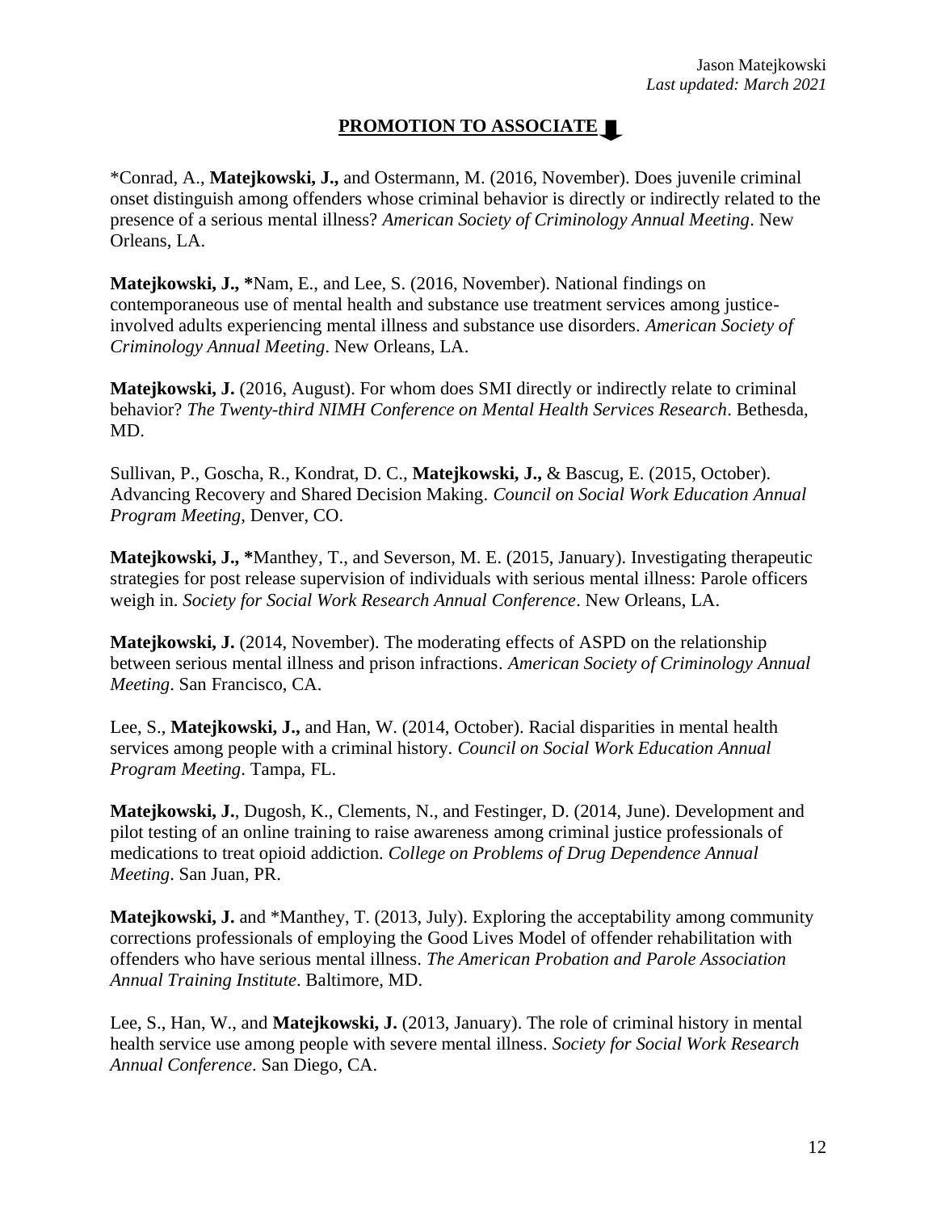**PROMOTION TO ASSOCIATE**

*Conrad, A., **Matejkowski, J.,** and Ostermann, M. (2016, November). Does juvenile criminal onset distinguish among offenders whose criminal behavior is directly or indirectly related to the presence of a serious mental illness? *American Society of Criminology Annual Meeting*. New Orleans, LA.

**Matejkowski, J.,** *Nam, E., and Lee, S. (2016, November). National findings on contemporaneous use of mental health and substance use treatment services among justice-involved adults experiencing mental illness and substance use disorders. *American Society of Criminology Annual Meeting*. New Orleans, LA.

**Matejkowski, J.** (2016, August). For whom does SMI directly or indirectly relate to criminal behavior? *The Twenty-third NIMH Conference on Mental Health Services Research*. Bethesda, MD.

Sullivan, P., Goscha, R., Kondrat, D. C., **Matejkowski, J.,** & Bascug, E. (2015, October). Advancing Recovery and Shared Decision Making. *Council on Social Work Education Annual Program Meeting*, Denver, CO.

**Matejkowski, J.,** *Manthey, T., and Severson, M. E. (2015, January). Investigating therapeutic strategies for post release supervision of individuals with serious mental illness: Parole officers weigh in. *Society for Social Work Research Annual Conference*. New Orleans, LA.

**Matejkowski, J.** (2014, November). The moderating effects of ASPD on the relationship between serious mental illness and prison infractions. *American Society of Criminology Annual Meeting*. San Francisco, CA.

Lee, S., **Matejkowski, J.,** and Han, W. (2014, October). Racial disparities in mental health services among people with a criminal history. *Council on Social Work Education Annual Program Meeting*. Tampa, FL.

**Matejkowski, J.**, Dugosh, K., Clements, N., and Festinger, D. (2014, June). Development and pilot testing of an online training to raise awareness among criminal justice professionals of medications to treat opioid addiction. *College on Problems of Drug Dependence Annual Meeting*. San Juan, PR.

**Matejkowski, J.** and *Manthey, T. (2013, July). Exploring the acceptability among community corrections professionals of employing the Good Lives Model of offender rehabilitation with offenders who have serious mental illness. *The American Probation and Parole Association Annual Training Institute*. Baltimore, MD.

Lee, S., Han, W., and **Matejkowski, J.** (2013, January). The role of criminal history in mental health service use among people with severe mental illness. *Society for Social Work Research Annual Conference*. San Diego, CA.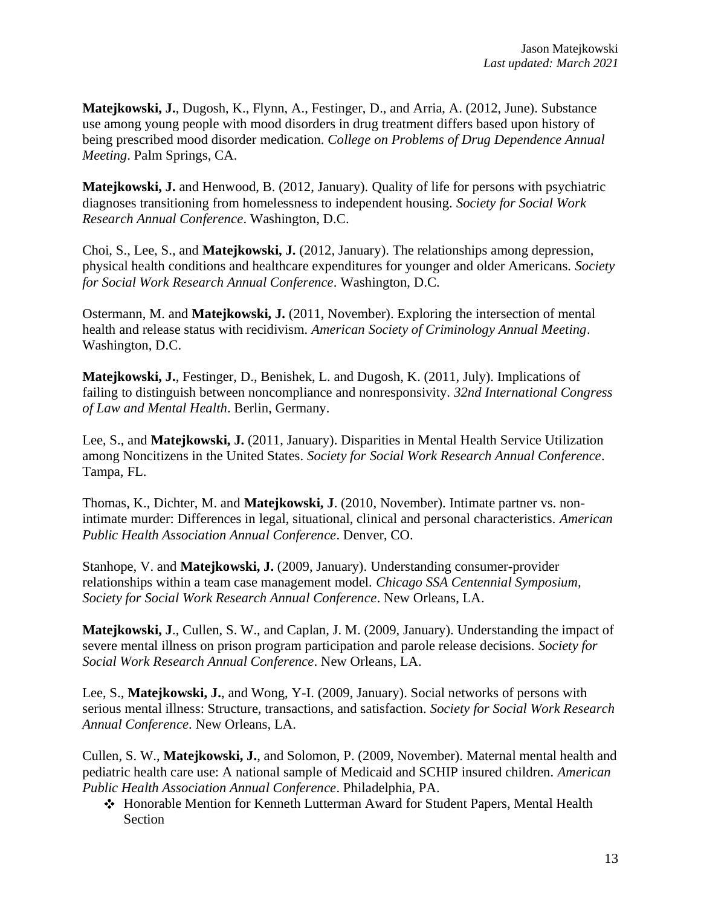**Matejkowski, J.**, Dugosh, K., Flynn, A., Festinger, D., and Arria, A. (2012, June). Substance use among young people with mood disorders in drug treatment differs based upon history of being prescribed mood disorder medication. *College on Problems of Drug Dependence Annual Meeting*. Palm Springs, CA.

**Matejkowski, J.** and Henwood, B. (2012, January). Quality of life for persons with psychiatric diagnoses transitioning from homelessness to independent housing. *Society for Social Work Research Annual Conference*. Washington, D.C.

Choi, S., Lee, S., and **Matejkowski, J.** (2012, January). The relationships among depression, physical health conditions and healthcare expenditures for younger and older Americans. *Society for Social Work Research Annual Conference*. Washington, D.C.

Ostermann, M. and **Matejkowski, J.** (2011, November). Exploring the intersection of mental health and release status with recidivism. *American Society of Criminology Annual Meeting*. Washington, D.C.

**Matejkowski, J.**, Festinger, D., Benishek, L. and Dugosh, K. (2011, July). Implications of failing to distinguish between noncompliance and nonresponsivity. *32nd International Congress of Law and Mental Health*. Berlin, Germany.

Lee, S., and **Matejkowski, J.** (2011, January). Disparities in Mental Health Service Utilization among Noncitizens in the United States. *Society for Social Work Research Annual Conference*. Tampa, FL.

Thomas, K., Dichter, M. and **Matejkowski, J**. (2010, November). Intimate partner vs. non-intimate murder: Differences in legal, situational, clinical and personal characteristics. *American Public Health Association Annual Conference*. Denver, CO.

Stanhope, V. and **Matejkowski, J.** (2009, January). Understanding consumer-provider relationships within a team case management model. *Chicago SSA Centennial Symposium, Society for Social Work Research Annual Conference*. New Orleans, LA.

**Matejkowski, J**., Cullen, S. W., and Caplan, J. M. (2009, January). Understanding the impact of severe mental illness on prison program participation and parole release decisions. *Society for Social Work Research Annual Conference*. New Orleans, LA.

Lee, S., **Matejkowski, J.**, and Wong, Y-I. (2009, January). Social networks of persons with serious mental illness: Structure, transactions, and satisfaction. *Society for Social Work Research Annual Conference*. New Orleans, LA.

Cullen, S. W., **Matejkowski, J.**, and Solomon, P. (2009, November). Maternal mental health and pediatric health care use: A national sample of Medicaid and SCHIP insured children. *American Public Health Association Annual Conference*. Philadelphia, PA.

- Honorable Mention for Kenneth Lutterman Award for Student Papers, Mental Health Section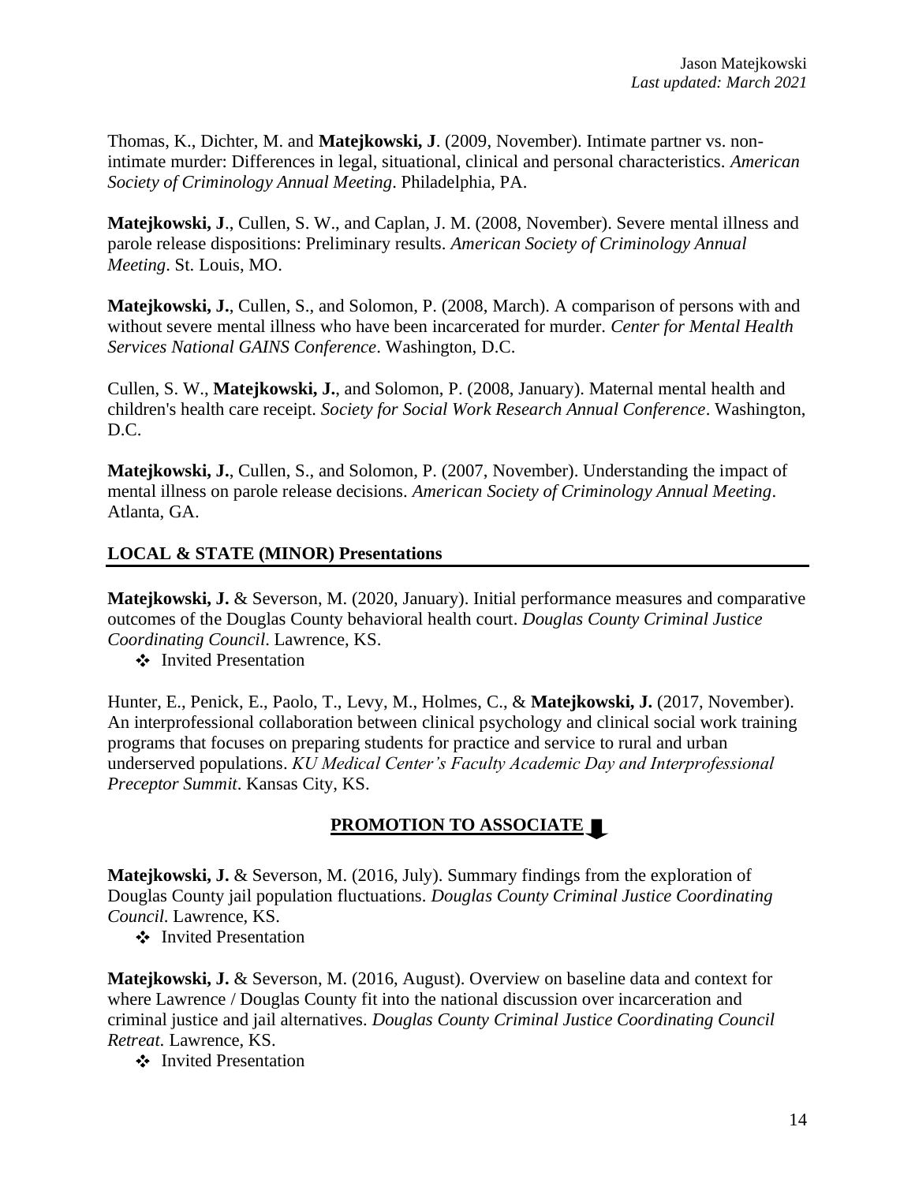Thomas, K., Dichter, M. and **Matejkowski, J**. (2009, November). Intimate partner vs. non-intimate murder: Differences in legal, situational, clinical and personal characteristics. *American Society of Criminology Annual Meeting*. Philadelphia, PA.

**Matejkowski, J**., Cullen, S. W., and Caplan, J. M. (2008, November). Severe mental illness and parole release dispositions: Preliminary results. *American Society of Criminology Annual Meeting*. St. Louis, MO.

**Matejkowski, J.**, Cullen, S., and Solomon, P. (2008, March). A comparison of persons with and without severe mental illness who have been incarcerated for murder. *Center for Mental Health Services National GAINS Conference*. Washington, D.C.

Cullen, S. W., **Matejkowski, J.**, and Solomon, P. (2008, January). Maternal mental health and children's health care receipt. *Society for Social Work Research Annual Conference*. Washington, D.C.

**Matejkowski, J.**, Cullen, S., and Solomon, P. (2007, November). Understanding the impact of mental illness on parole release decisions. *American Society of Criminology Annual Meeting*. Atlanta, GA.

## LOCAL & STATE (MINOR) Presentations

**Matejkowski, J.** & Severson, M. (2020, January). Initial performance measures and comparative outcomes of the Douglas County behavioral health court. *Douglas County Criminal Justice Coordinating Council*. Lawrence, KS.

- Invited Presentation

Hunter, E., Penick, E., Paolo, T., Levy, M., Holmes, C., & **Matejkowski, J.** (2017, November). An interprofessional collaboration between clinical psychology and clinical social work training programs that focuses on preparing students for practice and service to rural and urban underserved populations. *KU Medical Center's Faculty Academic Day and Interprofessional Preceptor Summit*. Kansas City, KS.

**PROMOTION TO ASSOCIATE**

**Matejkowski, J.** & Severson, M. (2016, July). Summary findings from the exploration of Douglas County jail population fluctuations. *Douglas County Criminal Justice Coordinating Council*. Lawrence, KS.

- Invited Presentation

**Matejkowski, J.** & Severson, M. (2016, August). Overview on baseline data and context for where Lawrence / Douglas County fit into the national discussion over incarceration and criminal justice and jail alternatives. *Douglas County Criminal Justice Coordinating Council Retreat*. Lawrence, KS.

- Invited Presentation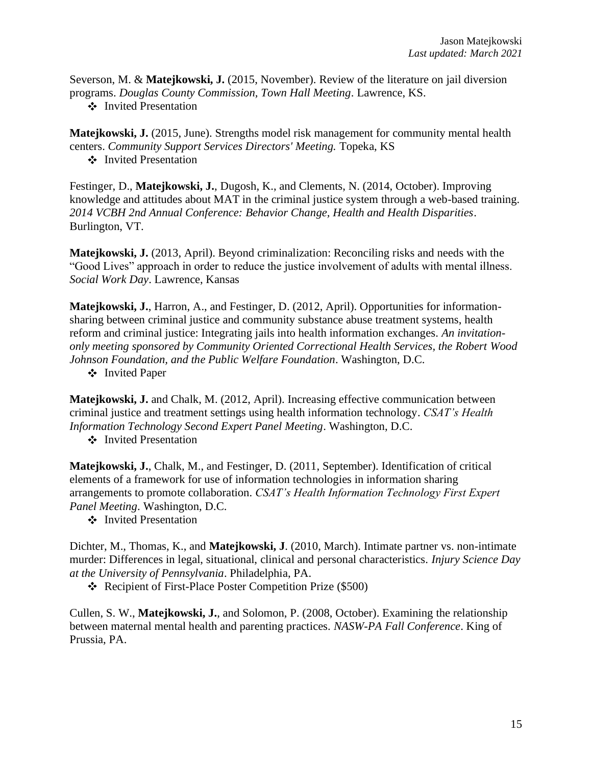Severson, M. & **Matejkowski, J.** (2015, November). Review of the literature on jail diversion programs. *Douglas County Commission, Town Hall Meeting*. Lawrence, KS.

- Invited Presentation

**Matejkowski, J.** (2015, June). Strengths model risk management for community mental health centers. *Community Support Services Directors' Meeting.* Topeka, KS

- Invited Presentation

Festinger, D., **Matejkowski, J.**, Dugosh, K., and Clements, N. (2014, October). Improving knowledge and attitudes about MAT in the criminal justice system through a web-based training. *2014 VCBH 2nd Annual Conference: Behavior Change, Health and Health Disparities*. Burlington, VT.

**Matejkowski, J.** (2013, April). Beyond criminalization: Reconciling risks and needs with the "Good Lives" approach in order to reduce the justice involvement of adults with mental illness. *Social Work Day*. Lawrence, Kansas

**Matejkowski, J.**, Harron, A., and Festinger, D. (2012, April). Opportunities for information-sharing between criminal justice and community substance abuse treatment systems, health reform and criminal justice: Integrating jails into health information exchanges. *An invitation-only meeting sponsored by Community Oriented Correctional Health Services, the Robert Wood Johnson Foundation, and the Public Welfare Foundation*. Washington, D.C.

- Invited Paper

**Matejkowski, J.** and Chalk, M. (2012, April). Increasing effective communication between criminal justice and treatment settings using health information technology. *CSAT's Health Information Technology Second Expert Panel Meeting*. Washington, D.C.

- Invited Presentation

**Matejkowski, J.**, Chalk, M., and Festinger, D. (2011, September). Identification of critical elements of a framework for use of information technologies in information sharing arrangements to promote collaboration. *CSAT's Health Information Technology First Expert Panel Meeting*. Washington, D.C.

- Invited Presentation

Dichter, M., Thomas, K., and **Matejkowski, J**. (2010, March). Intimate partner vs. non-intimate murder: Differences in legal, situational, clinical and personal characteristics. *Injury Science Day at the University of Pennsylvania*. Philadelphia, PA.

- Recipient of First-Place Poster Competition Prize ($500)

Cullen, S. W., **Matejkowski, J.**, and Solomon, P. (2008, October). Examining the relationship between maternal mental health and parenting practices. *NASW-PA Fall Conference*. King of Prussia, PA.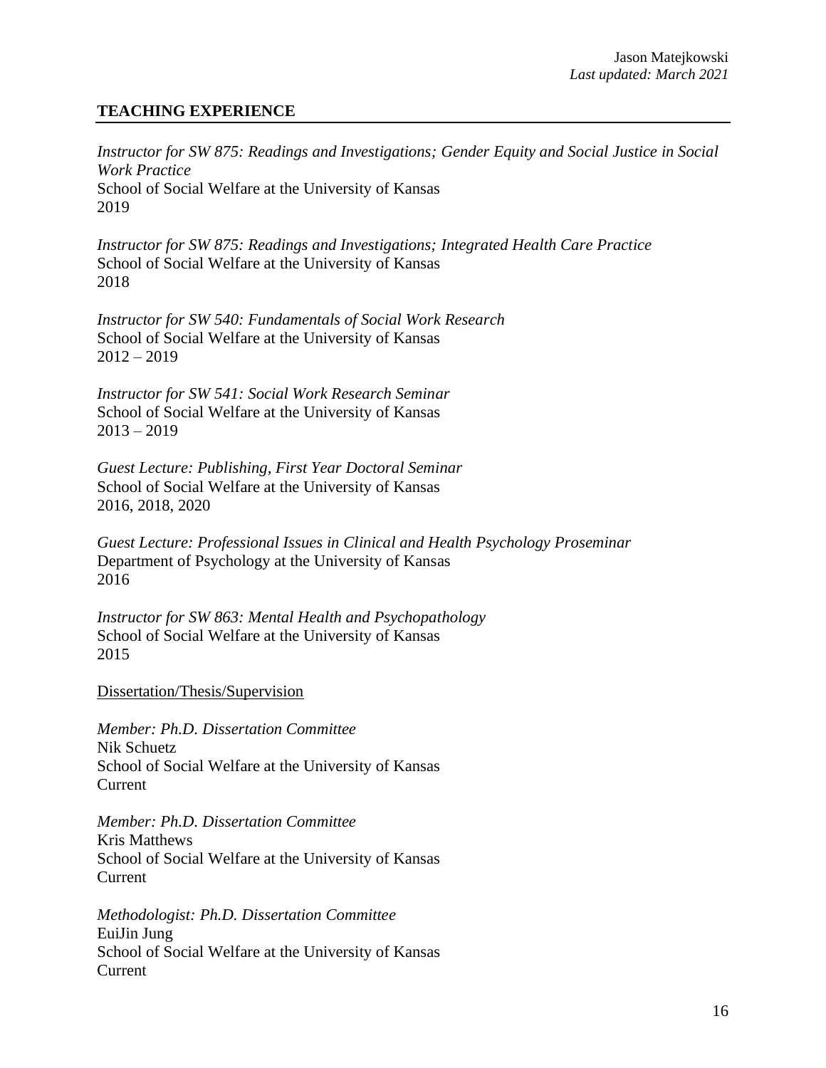## TEACHING EXPERIENCE

*Instructor for SW 875: Readings and Investigations; Gender Equity and Social Justice in Social Work Practice*
School of Social Welfare at the University of Kansas
2019

*Instructor for SW 875: Readings and Investigations; Integrated Health Care Practice*
School of Social Welfare at the University of Kansas
2018

*Instructor for SW 540: Fundamentals of Social Work Research*
School of Social Welfare at the University of Kansas
2012 – 2019

*Instructor for SW 541: Social Work Research Seminar*
School of Social Welfare at the University of Kansas
2013 – 2019

*Guest Lecture: Publishing, First Year Doctoral Seminar*
School of Social Welfare at the University of Kansas
2016, 2018, 2020

*Guest Lecture: Professional Issues in Clinical and Health Psychology Proseminar*
Department of Psychology at the University of Kansas
2016

*Instructor for SW 863: Mental Health and Psychopathology*
School of Social Welfare at the University of Kansas
2015

<u>Dissertation/Thesis/Supervision</u>

*Member: Ph.D. Dissertation Committee*
Nik Schuetz
School of Social Welfare at the University of Kansas
Current

*Member: Ph.D. Dissertation Committee*
Kris Matthews
School of Social Welfare at the University of Kansas
Current

*Methodologist: Ph.D. Dissertation Committee*
EuiJin Jung
School of Social Welfare at the University of Kansas
Current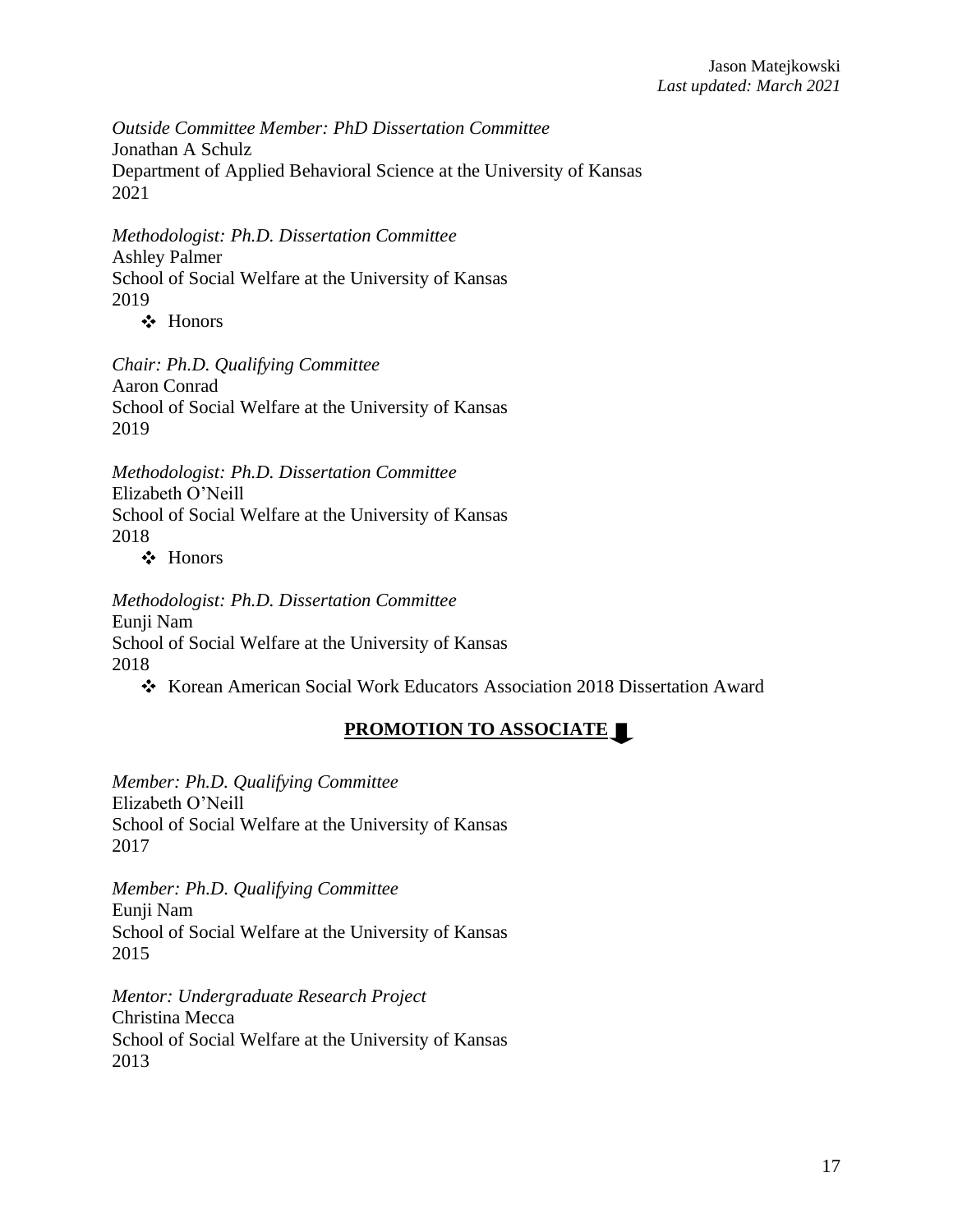*Outside Committee Member: PhD Dissertation Committee*
Jonathan A Schulz
Department of Applied Behavioral Science at the University of Kansas
2021

*Methodologist: Ph.D. Dissertation Committee*
Ashley Palmer
School of Social Welfare at the University of Kansas
2019

- Honors

*Chair: Ph.D. Qualifying Committee*
Aaron Conrad
School of Social Welfare at the University of Kansas
2019

*Methodologist: Ph.D. Dissertation Committee*
Elizabeth O'Neill
School of Social Welfare at the University of Kansas
2018

- Honors

*Methodologist: Ph.D. Dissertation Committee*
Eunji Nam
School of Social Welfare at the University of Kansas
2018

- Korean American Social Work Educators Association 2018 Dissertation Award

**PROMOTION TO ASSOCIATE**

*Member: Ph.D. Qualifying Committee*
Elizabeth O'Neill
School of Social Welfare at the University of Kansas
2017

*Member: Ph.D. Qualifying Committee*
Eunji Nam
School of Social Welfare at the University of Kansas
2015

*Mentor: Undergraduate Research Project*
Christina Mecca
School of Social Welfare at the University of Kansas
2013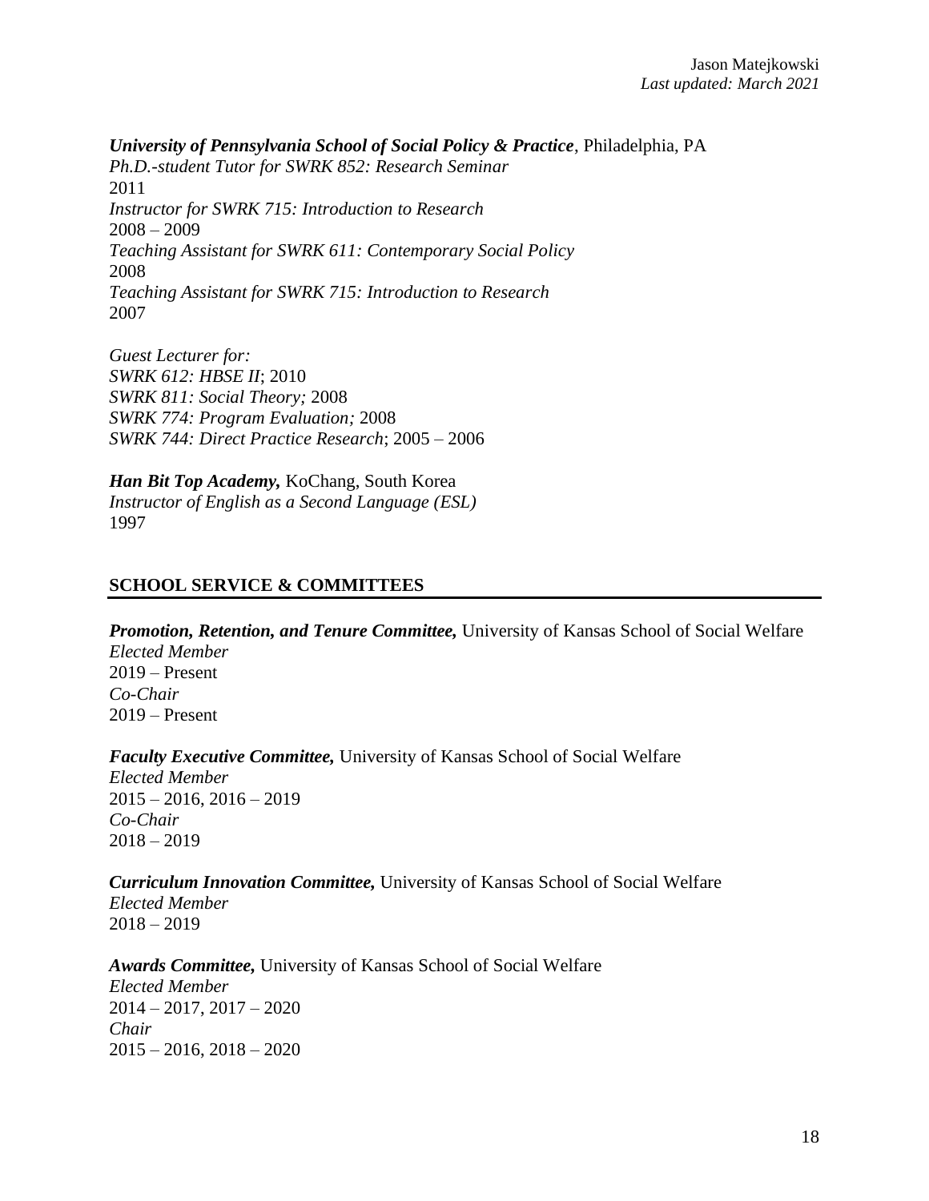***University of Pennsylvania School of Social Policy & Practice***, Philadelphia, PA
*Ph.D.-student Tutor for SWRK 852: Research Seminar*
2011
*Instructor for SWRK 715: Introduction to Research*
2008 – 2009
*Teaching Assistant for SWRK 611: Contemporary Social Policy*
2008
*Teaching Assistant for SWRK 715: Introduction to Research*
2007

*Guest Lecturer for:*
*SWRK 612: HBSE II*; 2010
*SWRK 811: Social Theory;* 2008
*SWRK 774: Program Evaluation;* 2008
*SWRK 744: Direct Practice Research*; 2005 – 2006

***Han Bit Top Academy,*** KoChang, South Korea
*Instructor of English as a Second Language (ESL)*
1997

## SCHOOL SERVICE & COMMITTEES

***Promotion, Retention, and Tenure Committee,*** University of Kansas School of Social Welfare
*Elected Member*
2019 – Present
*Co-Chair*
2019 – Present

***Faculty Executive Committee,*** University of Kansas School of Social Welfare
*Elected Member*
2015 – 2016, 2016 – 2019
*Co-Chair*
2018 – 2019

***Curriculum Innovation Committee,*** University of Kansas School of Social Welfare
*Elected Member*
2018 – 2019

***Awards Committee,*** University of Kansas School of Social Welfare
*Elected Member*
2014 – 2017, 2017 – 2020
*Chair*
2015 – 2016, 2018 – 2020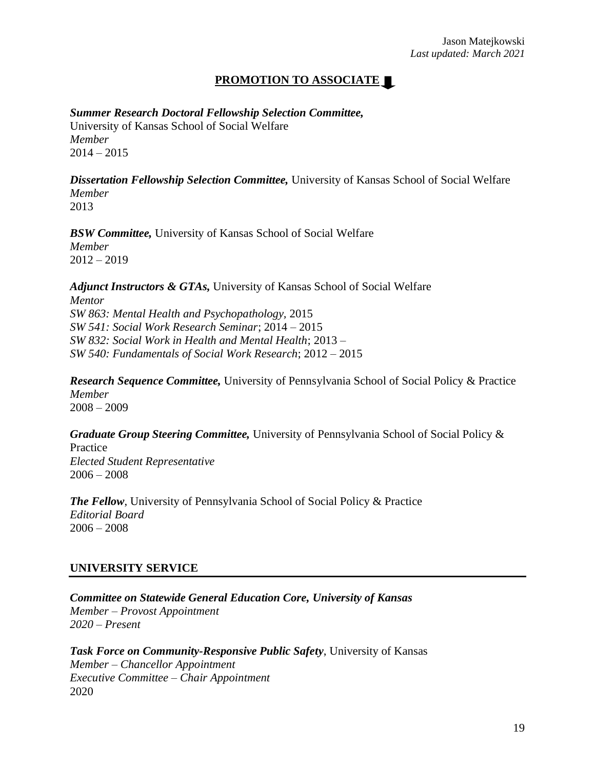**PROMOTION TO ASSOCIATE** ⬇

***Summer Research Doctoral Fellowship Selection Committee,***
University of Kansas School of Social Welfare
*Member*
2014 – 2015

***Dissertation Fellowship Selection Committee,*** University of Kansas School of Social Welfare
*Member*
2013

***BSW Committee,*** University of Kansas School of Social Welfare
*Member*
2012 – 2019

***Adjunct Instructors & GTAs,*** University of Kansas School of Social Welfare
*Mentor*
*SW 863: Mental Health and Psychopathology,* 2015
*SW 541: Social Work Research Seminar*; 2014 – 2015
*SW 832: Social Work in Health and Mental Health*; 2013 –
*SW 540: Fundamentals of Social Work Research*; 2012 – 2015

***Research Sequence Committee,*** University of Pennsylvania School of Social Policy & Practice
*Member*
2008 – 2009

***Graduate Group Steering Committee,*** University of Pennsylvania School of Social Policy & Practice
*Elected Student Representative*
2006 – 2008

***The Fellow***, University of Pennsylvania School of Social Policy & Practice
*Editorial Board*
2006 – 2008

## UNIVERSITY SERVICE

***Committee on Statewide General Education Core, University of Kansas***
*Member – Provost Appointment*
*2020 – Present*

***Task Force on Community-Responsive Public Safety***, University of Kansas
*Member – Chancellor Appointment*
*Executive Committee – Chair Appointment*
2020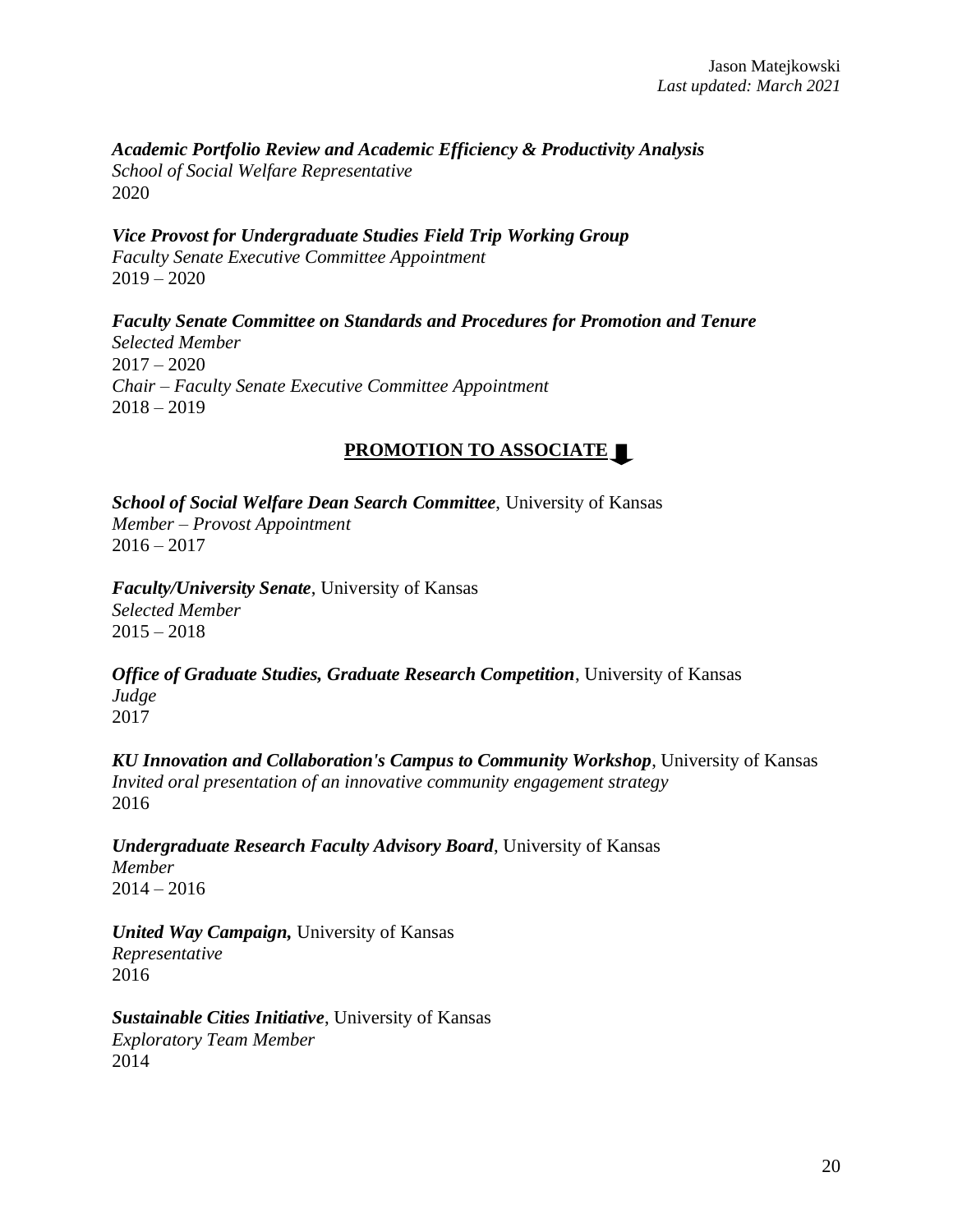***Academic Portfolio Review and Academic Efficiency & Productivity Analysis***
*School of Social Welfare Representative*
2020

***Vice Provost for Undergraduate Studies Field Trip Working Group***
*Faculty Senate Executive Committee Appointment*
2019 – 2020

***Faculty Senate Committee on Standards and Procedures for Promotion and Tenure***
*Selected Member*
2017 – 2020
*Chair – Faculty Senate Executive Committee Appointment*
2018 – 2019

**PROMOTION TO ASSOCIATE**

***School of Social Welfare Dean Search Committee***, University of Kansas
*Member – Provost Appointment*
2016 – 2017

***Faculty/University Senate***, University of Kansas
*Selected Member*
2015 – 2018

***Office of Graduate Studies, Graduate Research Competition***, University of Kansas
*Judge*
2017

***KU Innovation and Collaboration's Campus to Community Workshop***, University of Kansas
*Invited oral presentation of an innovative community engagement strategy*
2016

***Undergraduate Research Faculty Advisory Board***, University of Kansas
*Member*
2014 – 2016

***United Way Campaign,*** University of Kansas
*Representative*
2016

***Sustainable Cities Initiative***, University of Kansas
*Exploratory Team Member*
2014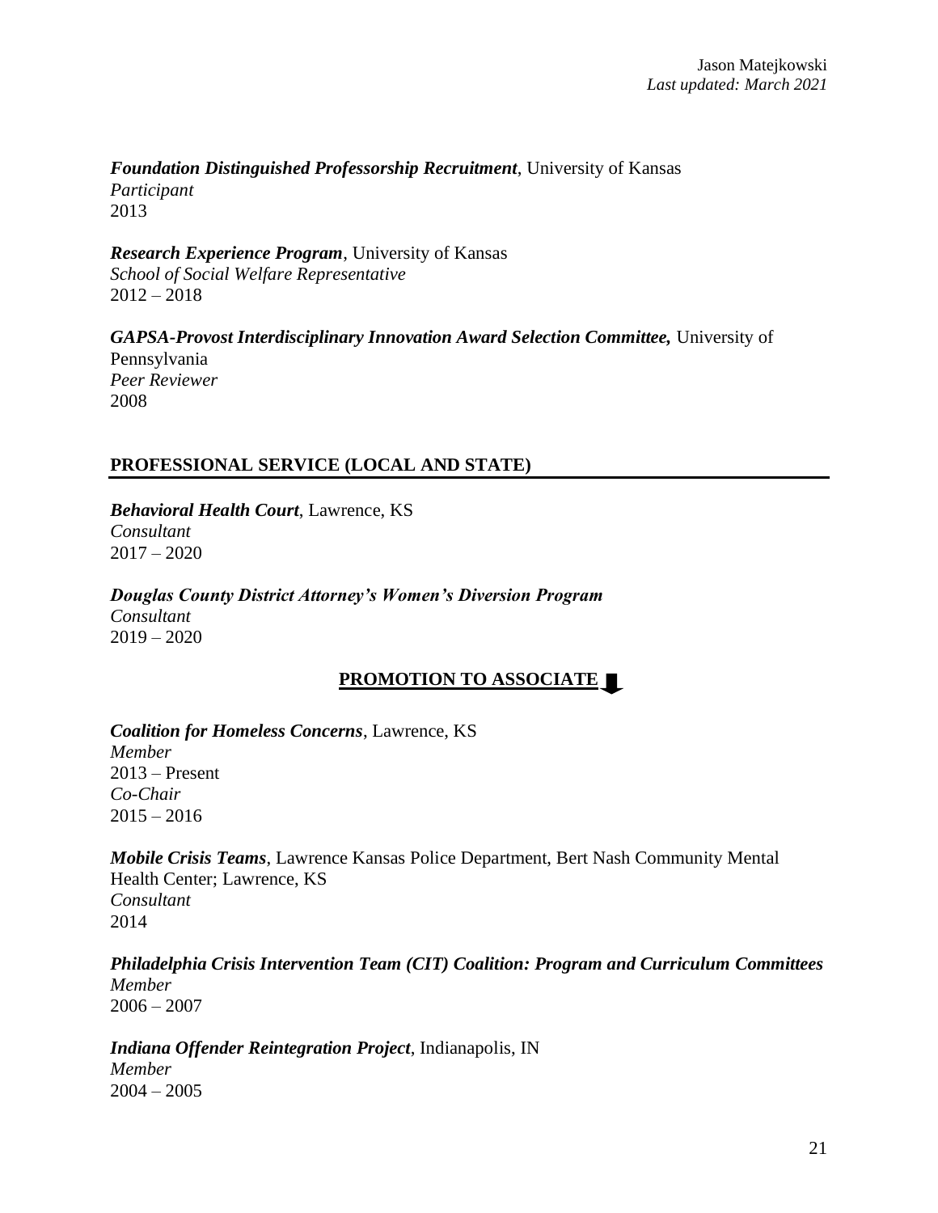***Foundation Distinguished Professorship Recruitment***, University of Kansas
*Participant*
2013

***Research Experience Program***, University of Kansas
*School of Social Welfare Representative*
2012 – 2018

***GAPSA-Provost Interdisciplinary Innovation Award Selection Committee,*** University of Pennsylvania
*Peer Reviewer*
2008

## PROFESSIONAL SERVICE (LOCAL AND STATE)

***Behavioral Health Court***, Lawrence, KS
*Consultant*
2017 – 2020

***Douglas County District Attorney's Women's Diversion Program***
*Consultant*
2019 – 2020

**PROMOTION TO ASSOCIATE**

***Coalition for Homeless Concerns***, Lawrence, KS
*Member*
2013 – Present
*Co-Chair*
2015 – 2016

***Mobile Crisis Teams***, Lawrence Kansas Police Department, Bert Nash Community Mental Health Center; Lawrence, KS
*Consultant*
2014

***Philadelphia Crisis Intervention Team (CIT) Coalition: Program and Curriculum Committees***
*Member*
2006 – 2007

***Indiana Offender Reintegration Project***, Indianapolis, IN
*Member*
2004 – 2005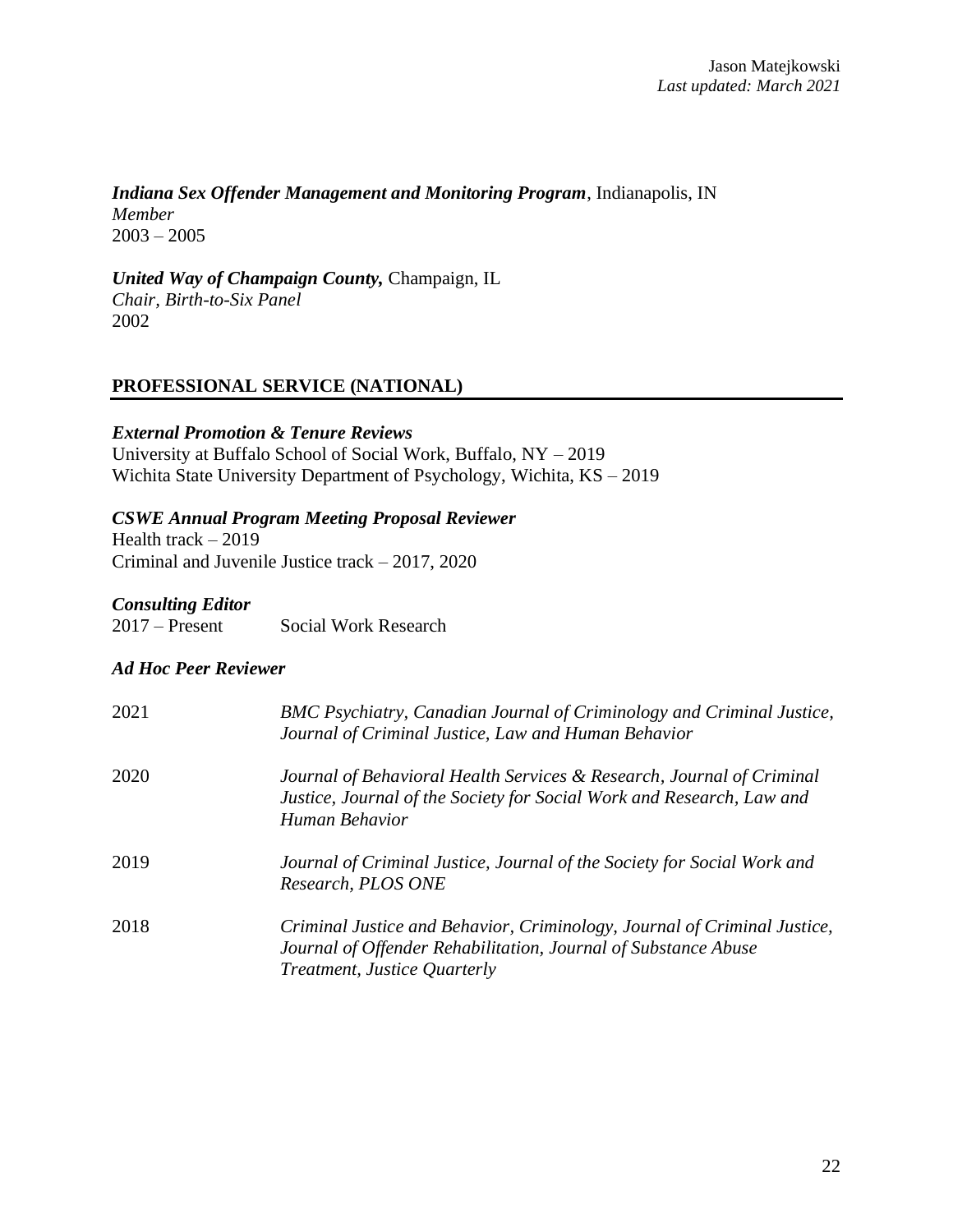***Indiana Sex Offender Management and Monitoring Program***, Indianapolis, IN
*Member*
2003 – 2005

***United Way of Champaign County,*** Champaign, IL
*Chair, Birth-to-Six Panel*
2002

## PROFESSIONAL SERVICE (NATIONAL)

***External Promotion & Tenure Reviews***
University at Buffalo School of Social Work, Buffalo, NY – 2019
Wichita State University Department of Psychology, Wichita, KS – 2019

***CSWE Annual Program Meeting Proposal Reviewer***
Health track – 2019
Criminal and Juvenile Justice track – 2017, 2020

***Consulting Editor***

| | |
|---|---|
| 2017 – Present | Social Work Research |

***Ad Hoc Peer Reviewer***

| | |
|---|---|
| 2021 | *BMC Psychiatry, Canadian Journal of Criminology and Criminal Justice, Journal of Criminal Justice, Law and Human Behavior* |
| 2020 | *Journal of Behavioral Health Services & Research, Journal of Criminal Justice, Journal of the Society for Social Work and Research, Law and Human Behavior* |
| 2019 | *Journal of Criminal Justice, Journal of the Society for Social Work and Research, PLOS ONE* |
| 2018 | *Criminal Justice and Behavior, Criminology, Journal of Criminal Justice, Journal of Offender Rehabilitation, Journal of Substance Abuse Treatment, Justice Quarterly* |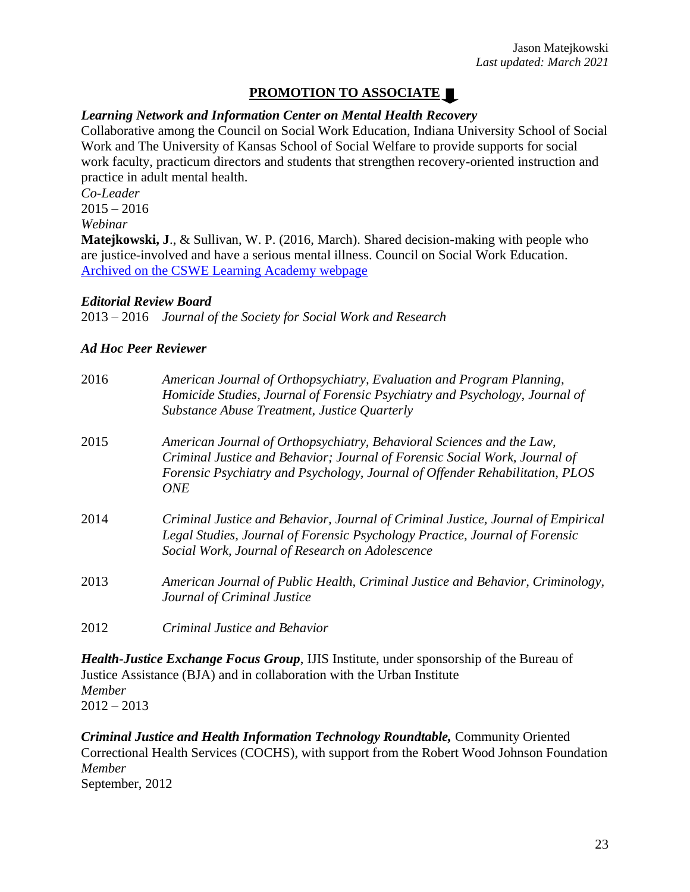## PROMOTION TO ASSOCIATE

***Learning Network and Information Center on Mental Health Recovery***
Collaborative among the Council on Social Work Education, Indiana University School of Social Work and The University of Kansas School of Social Welfare to provide supports for social work faculty, practicum directors and students that strengthen recovery-oriented instruction and practice in adult mental health.
*Co-Leader*
2015 – 2016
*Webinar*
**Matejkowski, J**., & Sullivan, W. P. (2016, March). Shared decision-making with people who are justice-involved and have a serious mental illness. Council on Social Work Education. [Archived on the CSWE Learning Academy webpage]

***Editorial Review Board***
2013 – 2016 *Journal of the Society for Social Work and Research*

***Ad Hoc Peer Reviewer***

| | |
|---|---|
| 2016 | *American Journal of Orthopsychiatry, Evaluation and Program Planning, Homicide Studies, Journal of Forensic Psychiatry and Psychology, Journal of Substance Abuse Treatment, Justice Quarterly* |
| 2015 | *American Journal of Orthopsychiatry, Behavioral Sciences and the Law, Criminal Justice and Behavior; Journal of Forensic Social Work, Journal of Forensic Psychiatry and Psychology, Journal of Offender Rehabilitation, PLOS ONE* |
| 2014 | *Criminal Justice and Behavior, Journal of Criminal Justice, Journal of Empirical Legal Studies, Journal of Forensic Psychology Practice, Journal of Forensic Social Work, Journal of Research on Adolescence* |
| 2013 | *American Journal of Public Health, Criminal Justice and Behavior, Criminology, Journal of Criminal Justice* |
| 2012 | *Criminal Justice and Behavior* |

***Health-Justice Exchange Focus Group***, IJIS Institute, under sponsorship of the Bureau of Justice Assistance (BJA) and in collaboration with the Urban Institute
*Member*
2012 – 2013

***Criminal Justice and Health Information Technology Roundtable,*** Community Oriented Correctional Health Services (COCHS), with support from the Robert Wood Johnson Foundation
*Member*
September, 2012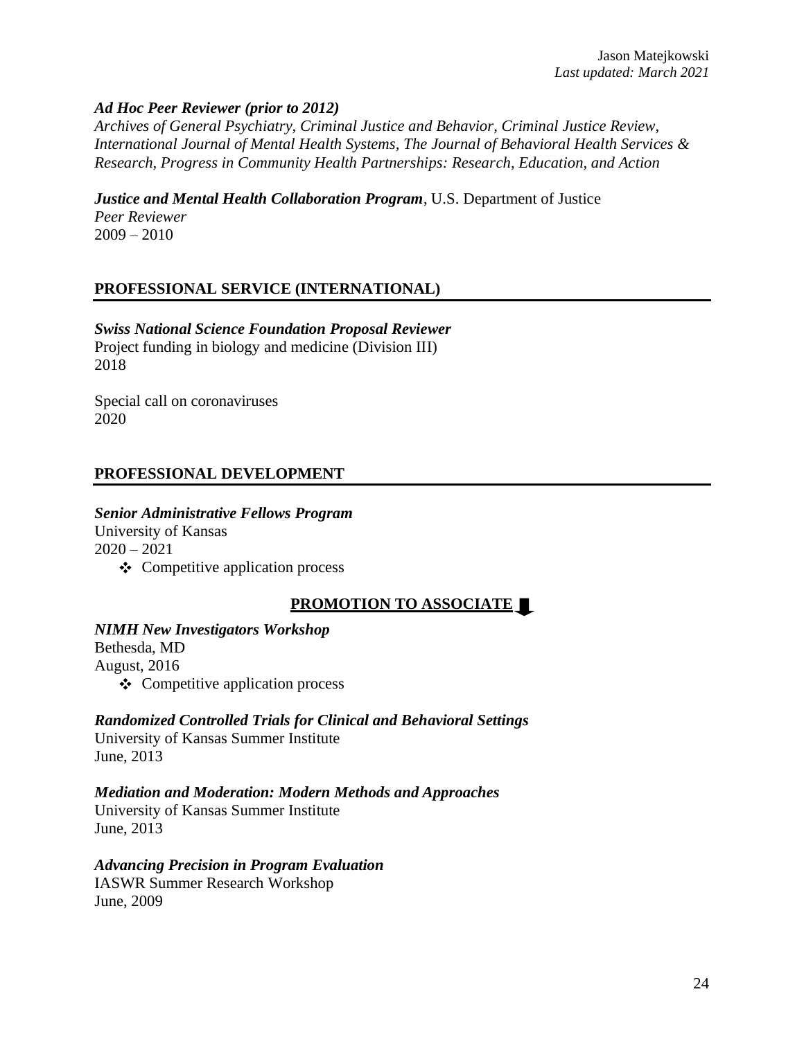***Ad Hoc Peer Reviewer (prior to 2012)***
*Archives of General Psychiatry, Criminal Justice and Behavior, Criminal Justice Review, International Journal of Mental Health Systems, The Journal of Behavioral Health Services & Research, Progress in Community Health Partnerships: Research, Education, and Action*

***Justice and Mental Health Collaboration Program***, U.S. Department of Justice
*Peer Reviewer*
2009 – 2010

## PROFESSIONAL SERVICE (INTERNATIONAL)

***Swiss National Science Foundation Proposal Reviewer***
Project funding in biology and medicine (Division III)
2018

Special call on coronaviruses
2020

## PROFESSIONAL DEVELOPMENT

***Senior Administrative Fellows Program***
University of Kansas
2020 – 2021

- ❖ Competitive application process

**PROMOTION TO ASSOCIATE**

***NIMH New Investigators Workshop***
Bethesda, MD
August, 2016

- ❖ Competitive application process

***Randomized Controlled Trials for Clinical and Behavioral Settings***
University of Kansas Summer Institute
June, 2013

***Mediation and Moderation: Modern Methods and Approaches***
University of Kansas Summer Institute
June, 2013

***Advancing Precision in Program Evaluation***
IASWR Summer Research Workshop
June, 2009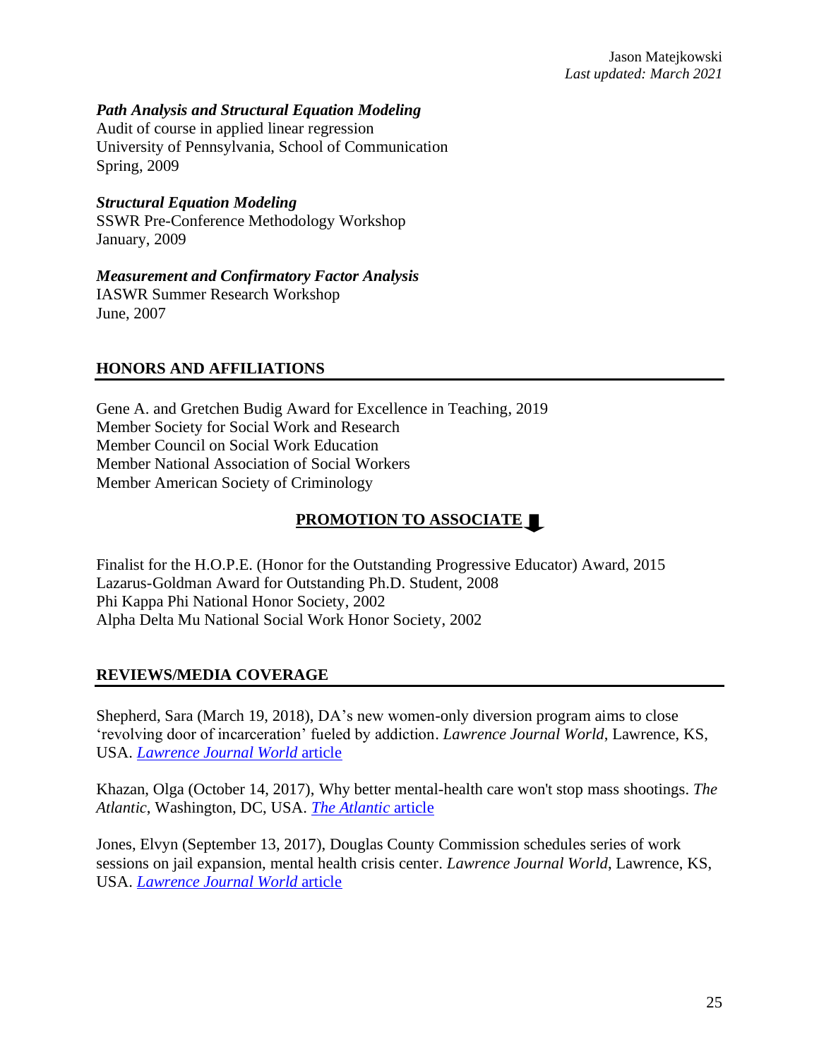***Path Analysis and Structural Equation Modeling***
Audit of course in applied linear regression
University of Pennsylvania, School of Communication
Spring, 2009

***Structural Equation Modeling***
SSWR Pre-Conference Methodology Workshop
January, 2009

***Measurement and Confirmatory Factor Analysis***
IASWR Summer Research Workshop
June, 2007

## HONORS AND AFFILIATIONS

Gene A. and Gretchen Budig Award for Excellence in Teaching, 2019
Member Society for Social Work and Research
Member Council on Social Work Education
Member National Association of Social Workers
Member American Society of Criminology

**PROMOTION TO ASSOCIATE**

Finalist for the H.O.P.E. (Honor for the Outstanding Progressive Educator) Award, 2015
Lazarus-Goldman Award for Outstanding Ph.D. Student, 2008
Phi Kappa Phi National Honor Society, 2002
Alpha Delta Mu National Social Work Honor Society, 2002

## REVIEWS/MEDIA COVERAGE

Shepherd, Sara (March 19, 2018), DA's new women-only diversion program aims to close 'revolving door of incarceration' fueled by addiction. *Lawrence Journal World*, Lawrence, KS, USA. *Lawrence Journal World* article

Khazan, Olga (October 14, 2017), Why better mental-health care won't stop mass shootings. *The Atlantic*, Washington, DC, USA. *The Atlantic* article

Jones, Elvyn (September 13, 2017), Douglas County Commission schedules series of work sessions on jail expansion, mental health crisis center. *Lawrence Journal World*, Lawrence, KS, USA. *Lawrence Journal World* article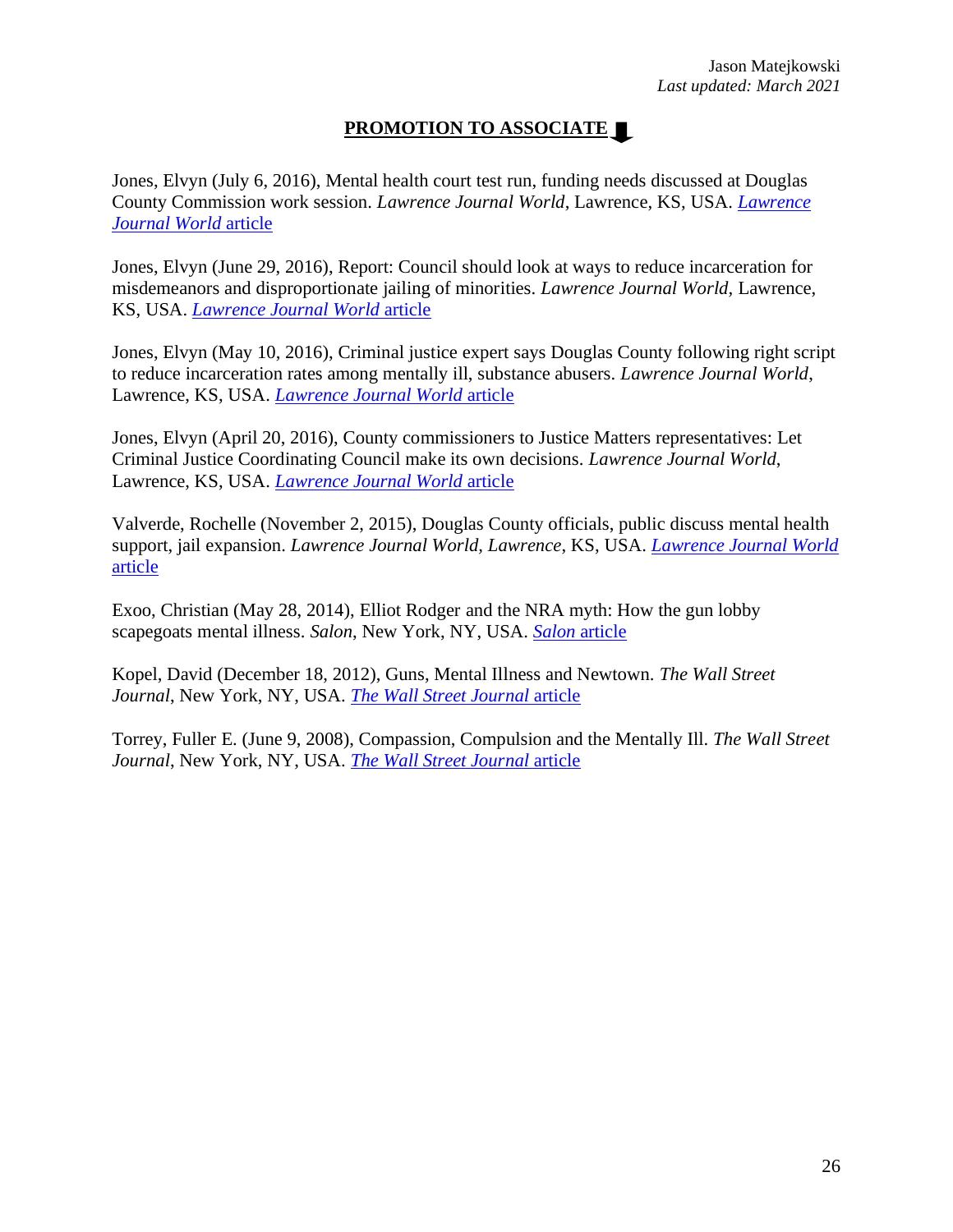**PROMOTION TO ASSOCIATE**

Jones, Elvyn (July 6, 2016), Mental health court test run, funding needs discussed at Douglas County Commission work session. *Lawrence Journal World*, Lawrence, KS, USA. *Lawrence Journal World* article

Jones, Elvyn (June 29, 2016), Report: Council should look at ways to reduce incarceration for misdemeanors and disproportionate jailing of minorities. *Lawrence Journal World*, Lawrence, KS, USA. *Lawrence Journal World* article

Jones, Elvyn (May 10, 2016), Criminal justice expert says Douglas County following right script to reduce incarceration rates among mentally ill, substance abusers. *Lawrence Journal World*, Lawrence, KS, USA. *Lawrence Journal World* article

Jones, Elvyn (April 20, 2016), County commissioners to Justice Matters representatives: Let Criminal Justice Coordinating Council make its own decisions. *Lawrence Journal World*, Lawrence, KS, USA. *Lawrence Journal World* article

Valverde, Rochelle (November 2, 2015), Douglas County officials, public discuss mental health support, jail expansion. *Lawrence Journal World*, *Lawrence*, KS, USA. *Lawrence Journal World* article

Exoo, Christian (May 28, 2014), Elliot Rodger and the NRA myth: How the gun lobby scapegoats mental illness. *Salon*, New York, NY, USA. *Salon* article

Kopel, David (December 18, 2012), Guns, Mental Illness and Newtown. *The Wall Street Journal*, New York, NY, USA. *The Wall Street Journal* article

Torrey, Fuller E. (June 9, 2008), Compassion, Compulsion and the Mentally Ill. *The Wall Street Journal*, New York, NY, USA. *The Wall Street Journal* article